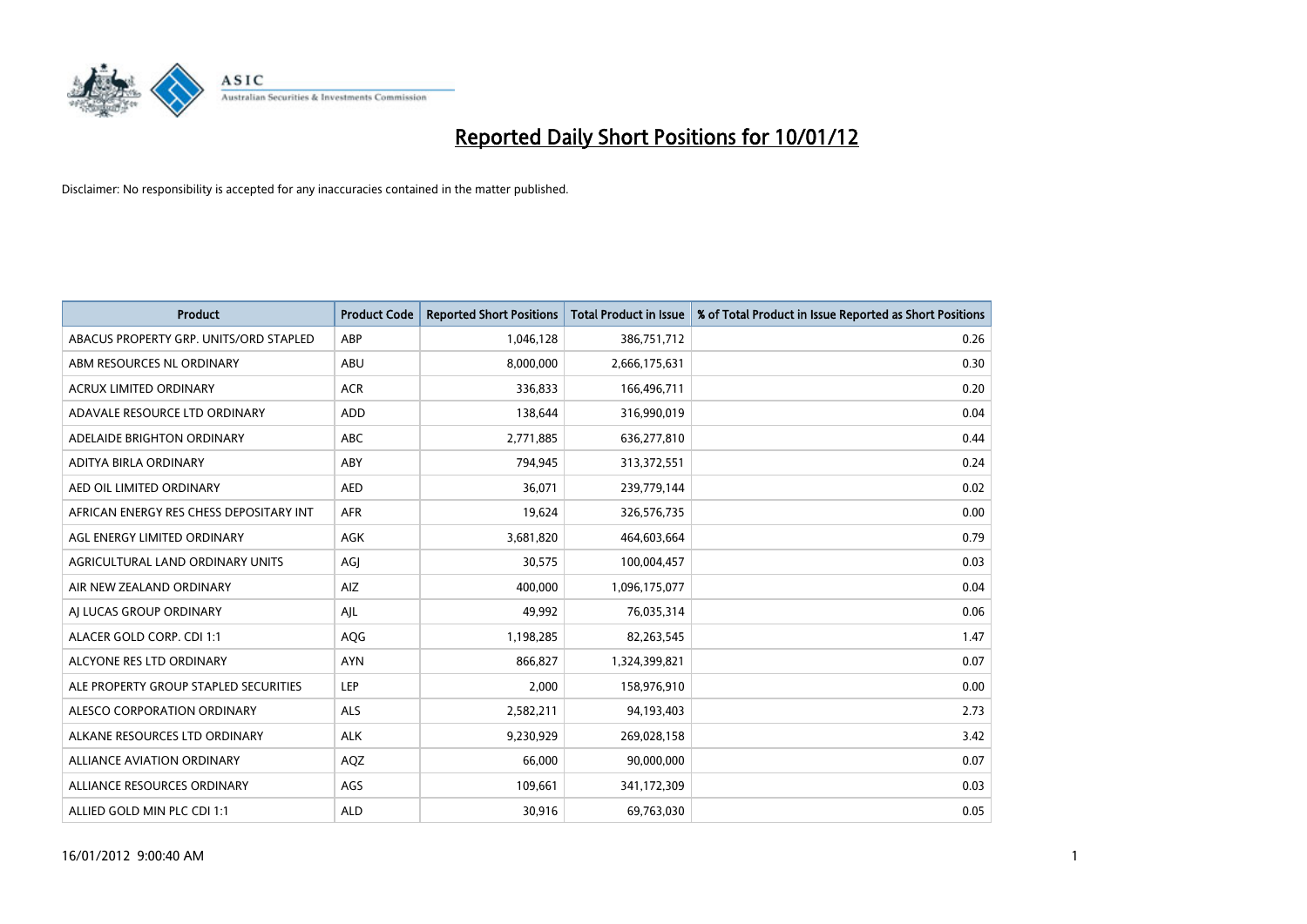# Reported Daily Short Positions for 10/01/12

Disclaimer: No responsibility is accepted for any inaccuracies contained in the matter published.

| Product | Product Code | Reported Short Positions | Total Product in Issue | % of Total Product in Issue Reported as Short Positions |
|---|---|---|---|---|
| ABACUS PROPERTY GRP. UNITS/ORD STAPLED | ABP | 1,046,128 | 386,751,712 | 0.26 |
| ABM RESOURCES NL ORDINARY | ABU | 8,000,000 | 2,666,175,631 | 0.30 |
| ACRUX LIMITED ORDINARY | ACR | 336,833 | 166,496,711 | 0.20 |
| ADAVALE RESOURCE LTD ORDINARY | ADD | 138,644 | 316,990,019 | 0.04 |
| ADELAIDE BRIGHTON ORDINARY | ABC | 2,771,885 | 636,277,810 | 0.44 |
| ADITYA BIRLA ORDINARY | ABY | 794,945 | 313,372,551 | 0.24 |
| AED OIL LIMITED ORDINARY | AED | 36,071 | 239,779,144 | 0.02 |
| AFRICAN ENERGY RES CHESS DEPOSITARY INT | AFR | 19,624 | 326,576,735 | 0.00 |
| AGL ENERGY LIMITED ORDINARY | AGK | 3,681,820 | 464,603,664 | 0.79 |
| AGRICULTURAL LAND ORDINARY UNITS | AGJ | 30,575 | 100,004,457 | 0.03 |
| AIR NEW ZEALAND ORDINARY | AIZ | 400,000 | 1,096,175,077 | 0.04 |
| AJ LUCAS GROUP ORDINARY | AJL | 49,992 | 76,035,314 | 0.06 |
| ALACER GOLD CORP. CDI 1:1 | AQG | 1,198,285 | 82,263,545 | 1.47 |
| ALCYONE RES LTD ORDINARY | AYN | 866,827 | 1,324,399,821 | 0.07 |
| ALE PROPERTY GROUP STAPLED SECURITIES | LEP | 2,000 | 158,976,910 | 0.00 |
| ALESCO CORPORATION ORDINARY | ALS | 2,582,211 | 94,193,403 | 2.73 |
| ALKANE RESOURCES LTD ORDINARY | ALK | 9,230,929 | 269,028,158 | 3.42 |
| ALLIANCE AVIATION ORDINARY | AQZ | 66,000 | 90,000,000 | 0.07 |
| ALLIANCE RESOURCES ORDINARY | AGS | 109,661 | 341,172,309 | 0.03 |
| ALLIED GOLD MIN PLC CDI 1:1 | ALD | 30,916 | 69,763,030 | 0.05 |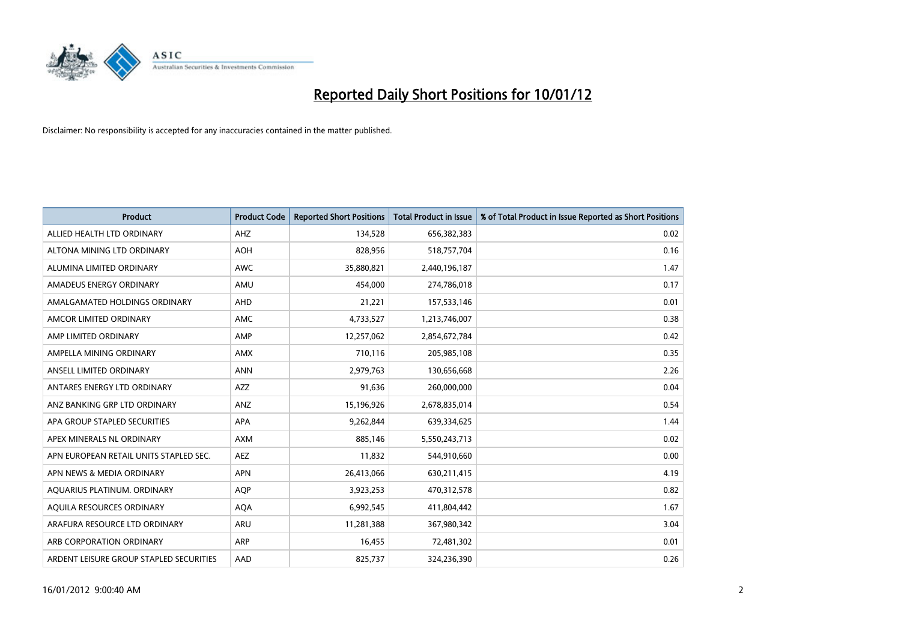# Reported Daily Short Positions for 10/01/12

Disclaimer: No responsibility is accepted for any inaccuracies contained in the matter published.

| Product | Product Code | Reported Short Positions | Total Product in Issue | % of Total Product in Issue Reported as Short Positions |
|---|---|---|---|---|
| ALLIED HEALTH LTD ORDINARY | AHZ | 134,528 | 656,382,383 | 0.02 |
| ALTONA MINING LTD ORDINARY | AOH | 828,956 | 518,757,704 | 0.16 |
| ALUMINA LIMITED ORDINARY | AWC | 35,880,821 | 2,440,196,187 | 1.47 |
| AMADEUS ENERGY ORDINARY | AMU | 454,000 | 274,786,018 | 0.17 |
| AMALGAMATED HOLDINGS ORDINARY | AHD | 21,221 | 157,533,146 | 0.01 |
| AMCOR LIMITED ORDINARY | AMC | 4,733,527 | 1,213,746,007 | 0.38 |
| AMP LIMITED ORDINARY | AMP | 12,257,062 | 2,854,672,784 | 0.42 |
| AMPELLA MINING ORDINARY | AMX | 710,116 | 205,985,108 | 0.35 |
| ANSELL LIMITED ORDINARY | ANN | 2,979,763 | 130,656,668 | 2.26 |
| ANTARES ENERGY LTD ORDINARY | AZZ | 91,636 | 260,000,000 | 0.04 |
| ANZ BANKING GRP LTD ORDINARY | ANZ | 15,196,926 | 2,678,835,014 | 0.54 |
| APA GROUP STAPLED SECURITIES | APA | 9,262,844 | 639,334,625 | 1.44 |
| APEX MINERALS NL ORDINARY | AXM | 885,146 | 5,550,243,713 | 0.02 |
| APN EUROPEAN RETAIL UNITS STAPLED SEC. | AEZ | 11,832 | 544,910,660 | 0.00 |
| APN NEWS & MEDIA ORDINARY | APN | 26,413,066 | 630,211,415 | 4.19 |
| AQUARIUS PLATINUM. ORDINARY | AQP | 3,923,253 | 470,312,578 | 0.82 |
| AQUILA RESOURCES ORDINARY | AQA | 6,992,545 | 411,804,442 | 1.67 |
| ARAFURA RESOURCE LTD ORDINARY | ARU | 11,281,388 | 367,980,342 | 3.04 |
| ARB CORPORATION ORDINARY | ARP | 16,455 | 72,481,302 | 0.01 |
| ARDENT LEISURE GROUP STAPLED SECURITIES | AAD | 825,737 | 324,236,390 | 0.26 |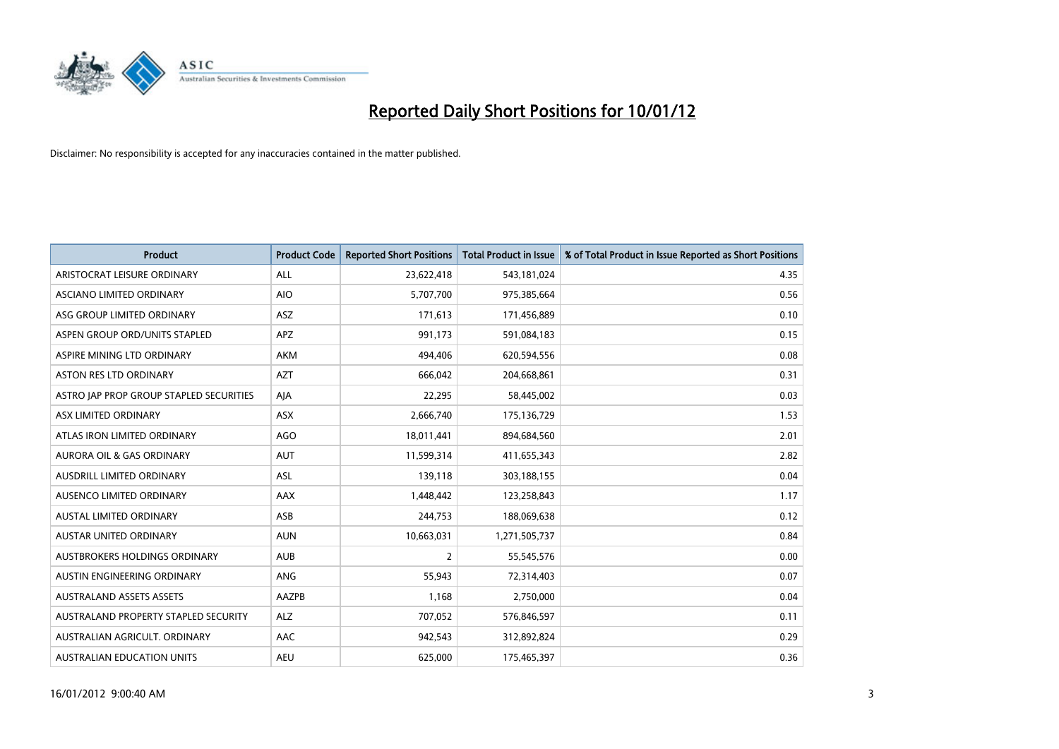# Reported Daily Short Positions for 10/01/12

Disclaimer: No responsibility is accepted for any inaccuracies contained in the matter published.

| Product | Product Code | Reported Short Positions | Total Product in Issue | % of Total Product in Issue Reported as Short Positions |
|---|---|---|---|---|
| ARISTOCRAT LEISURE ORDINARY | ALL | 23,622,418 | 543,181,024 | 4.35 |
| ASCIANO LIMITED ORDINARY | AIO | 5,707,700 | 975,385,664 | 0.56 |
| ASG GROUP LIMITED ORDINARY | ASZ | 171,613 | 171,456,889 | 0.10 |
| ASPEN GROUP ORD/UNITS STAPLED | APZ | 991,173 | 591,084,183 | 0.15 |
| ASPIRE MINING LTD ORDINARY | AKM | 494,406 | 620,594,556 | 0.08 |
| ASTON RES LTD ORDINARY | AZT | 666,042 | 204,668,861 | 0.31 |
| ASTRO JAP PROP GROUP STAPLED SECURITIES | AJA | 22,295 | 58,445,002 | 0.03 |
| ASX LIMITED ORDINARY | ASX | 2,666,740 | 175,136,729 | 1.53 |
| ATLAS IRON LIMITED ORDINARY | AGO | 18,011,441 | 894,684,560 | 2.01 |
| AURORA OIL & GAS ORDINARY | AUT | 11,599,314 | 411,655,343 | 2.82 |
| AUSDRILL LIMITED ORDINARY | ASL | 139,118 | 303,188,155 | 0.04 |
| AUSENCO LIMITED ORDINARY | AAX | 1,448,442 | 123,258,843 | 1.17 |
| AUSTAL LIMITED ORDINARY | ASB | 244,753 | 188,069,638 | 0.12 |
| AUSTAR UNITED ORDINARY | AUN | 10,663,031 | 1,271,505,737 | 0.84 |
| AUSTBROKERS HOLDINGS ORDINARY | AUB | 2 | 55,545,576 | 0.00 |
| AUSTIN ENGINEERING ORDINARY | ANG | 55,943 | 72,314,403 | 0.07 |
| AUSTRALAND ASSETS ASSETS | AAZPB | 1,168 | 2,750,000 | 0.04 |
| AUSTRALAND PROPERTY STAPLED SECURITY | ALZ | 707,052 | 576,846,597 | 0.11 |
| AUSTRALIAN AGRICULT. ORDINARY | AAC | 942,543 | 312,892,824 | 0.29 |
| AUSTRALIAN EDUCATION UNITS | AEU | 625,000 | 175,465,397 | 0.36 |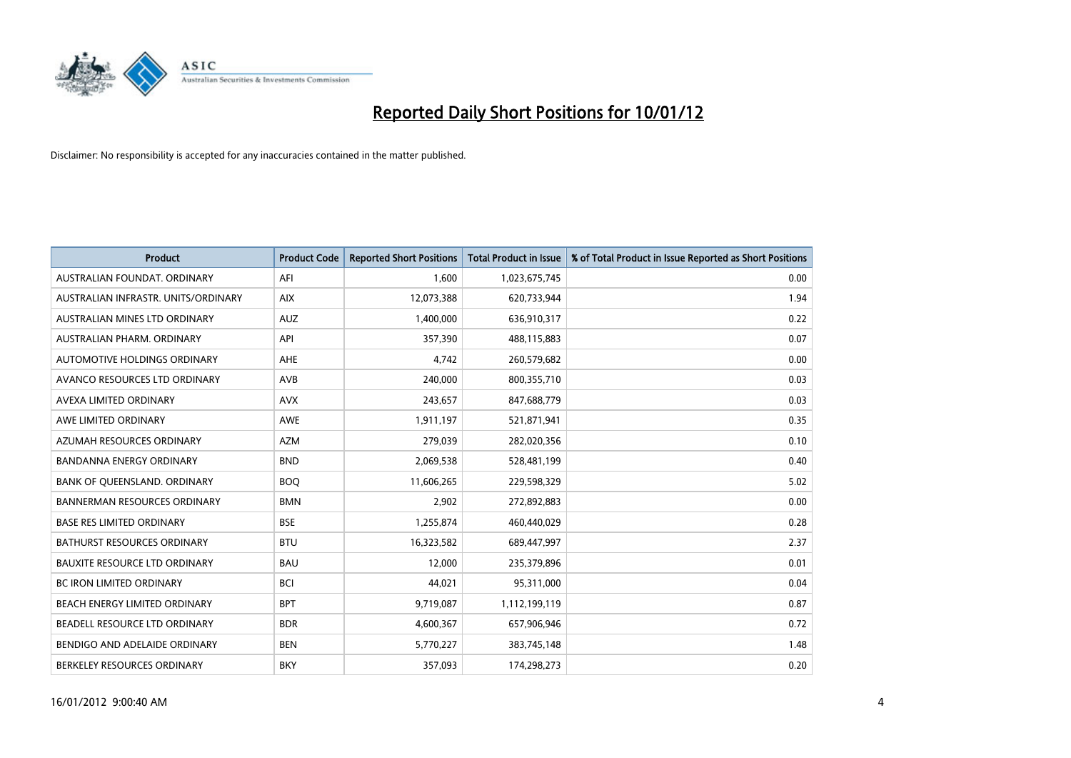# Reported Daily Short Positions for 10/01/12

Disclaimer: No responsibility is accepted for any inaccuracies contained in the matter published.

| Product | Product Code | Reported Short Positions | Total Product in Issue | % of Total Product in Issue Reported as Short Positions |
|---|---|---|---|---|
| AUSTRALIAN FOUNDAT. ORDINARY | AFI | 1,600 | 1,023,675,745 | 0.00 |
| AUSTRALIAN INFRASTR. UNITS/ORDINARY | AIX | 12,073,388 | 620,733,944 | 1.94 |
| AUSTRALIAN MINES LTD ORDINARY | AUZ | 1,400,000 | 636,910,317 | 0.22 |
| AUSTRALIAN PHARM. ORDINARY | API | 357,390 | 488,115,883 | 0.07 |
| AUTOMOTIVE HOLDINGS ORDINARY | AHE | 4,742 | 260,579,682 | 0.00 |
| AVANCO RESOURCES LTD ORDINARY | AVB | 240,000 | 800,355,710 | 0.03 |
| AVEXA LIMITED ORDINARY | AVX | 243,657 | 847,688,779 | 0.03 |
| AWE LIMITED ORDINARY | AWE | 1,911,197 | 521,871,941 | 0.35 |
| AZUMAH RESOURCES ORDINARY | AZM | 279,039 | 282,020,356 | 0.10 |
| BANDANNA ENERGY ORDINARY | BND | 2,069,538 | 528,481,199 | 0.40 |
| BANK OF QUEENSLAND. ORDINARY | BOQ | 11,606,265 | 229,598,329 | 5.02 |
| BANNERMAN RESOURCES ORDINARY | BMN | 2,902 | 272,892,883 | 0.00 |
| BASE RES LIMITED ORDINARY | BSE | 1,255,874 | 460,440,029 | 0.28 |
| BATHURST RESOURCES ORDINARY | BTU | 16,323,582 | 689,447,997 | 2.37 |
| BAUXITE RESOURCE LTD ORDINARY | BAU | 12,000 | 235,379,896 | 0.01 |
| BC IRON LIMITED ORDINARY | BCI | 44,021 | 95,311,000 | 0.04 |
| BEACH ENERGY LIMITED ORDINARY | BPT | 9,719,087 | 1,112,199,119 | 0.87 |
| BEADELL RESOURCE LTD ORDINARY | BDR | 4,600,367 | 657,906,946 | 0.72 |
| BENDIGO AND ADELAIDE ORDINARY | BEN | 5,770,227 | 383,745,148 | 1.48 |
| BERKELEY RESOURCES ORDINARY | BKY | 357,093 | 174,298,273 | 0.20 |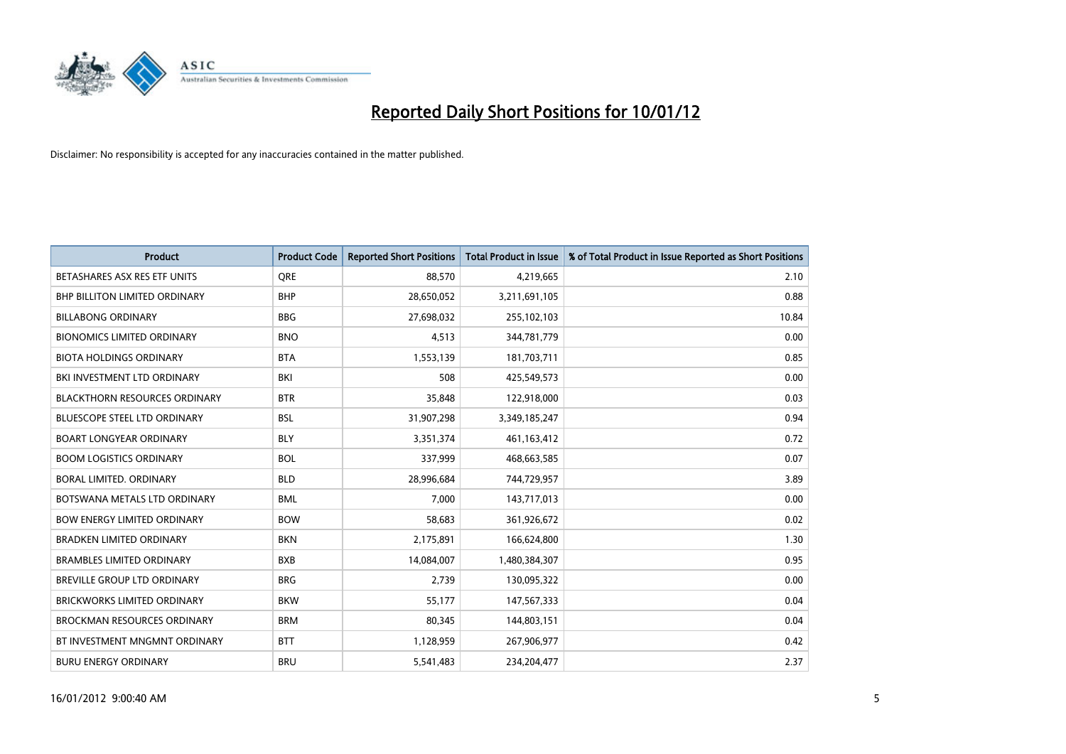# Reported Daily Short Positions for 10/01/12

Disclaimer: No responsibility is accepted for any inaccuracies contained in the matter published.

| Product | Product Code | Reported Short Positions | Total Product in Issue | % of Total Product in Issue Reported as Short Positions |
|---|---|---|---|---|
| BETASHARES ASX RES ETF UNITS | QRE | 88,570 | 4,219,665 | 2.10 |
| BHP BILLITON LIMITED ORDINARY | BHP | 28,650,052 | 3,211,691,105 | 0.88 |
| BILLABONG ORDINARY | BBG | 27,698,032 | 255,102,103 | 10.84 |
| BIONOMICS LIMITED ORDINARY | BNO | 4,513 | 344,781,779 | 0.00 |
| BIOTA HOLDINGS ORDINARY | BTA | 1,553,139 | 181,703,711 | 0.85 |
| BKI INVESTMENT LTD ORDINARY | BKI | 508 | 425,549,573 | 0.00 |
| BLACKTHORN RESOURCES ORDINARY | BTR | 35,848 | 122,918,000 | 0.03 |
| BLUESCOPE STEEL LTD ORDINARY | BSL | 31,907,298 | 3,349,185,247 | 0.94 |
| BOART LONGYEAR ORDINARY | BLY | 3,351,374 | 461,163,412 | 0.72 |
| BOOM LOGISTICS ORDINARY | BOL | 337,999 | 468,663,585 | 0.07 |
| BORAL LIMITED. ORDINARY | BLD | 28,996,684 | 744,729,957 | 3.89 |
| BOTSWANA METALS LTD ORDINARY | BML | 7,000 | 143,717,013 | 0.00 |
| BOW ENERGY LIMITED ORDINARY | BOW | 58,683 | 361,926,672 | 0.02 |
| BRADKEN LIMITED ORDINARY | BKN | 2,175,891 | 166,624,800 | 1.30 |
| BRAMBLES LIMITED ORDINARY | BXB | 14,084,007 | 1,480,384,307 | 0.95 |
| BREVILLE GROUP LTD ORDINARY | BRG | 2,739 | 130,095,322 | 0.00 |
| BRICKWORKS LIMITED ORDINARY | BKW | 55,177 | 147,567,333 | 0.04 |
| BROCKMAN RESOURCES ORDINARY | BRM | 80,345 | 144,803,151 | 0.04 |
| BT INVESTMENT MNGMNT ORDINARY | BTT | 1,128,959 | 267,906,977 | 0.42 |
| BURU ENERGY ORDINARY | BRU | 5,541,483 | 234,204,477 | 2.37 |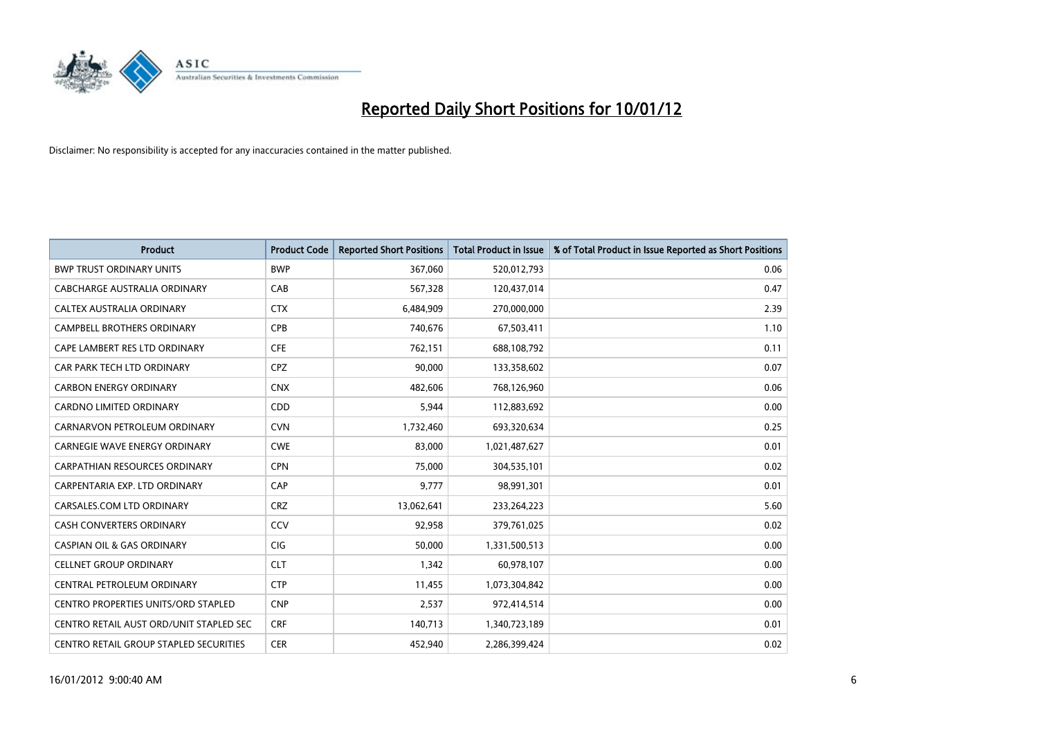# Reported Daily Short Positions for 10/01/12

Disclaimer: No responsibility is accepted for any inaccuracies contained in the matter published.

| Product | Product Code | Reported Short Positions | Total Product in Issue | % of Total Product in Issue Reported as Short Positions |
|---|---|---|---|---|
| BWP TRUST ORDINARY UNITS | BWP | 367,060 | 520,012,793 | 0.06 |
| CABCHARGE AUSTRALIA ORDINARY | CAB | 567,328 | 120,437,014 | 0.47 |
| CALTEX AUSTRALIA ORDINARY | CTX | 6,484,909 | 270,000,000 | 2.39 |
| CAMPBELL BROTHERS ORDINARY | CPB | 740,676 | 67,503,411 | 1.10 |
| CAPE LAMBERT RES LTD ORDINARY | CFE | 762,151 | 688,108,792 | 0.11 |
| CAR PARK TECH LTD ORDINARY | CPZ | 90,000 | 133,358,602 | 0.07 |
| CARBON ENERGY ORDINARY | CNX | 482,606 | 768,126,960 | 0.06 |
| CARDNO LIMITED ORDINARY | CDD | 5,944 | 112,883,692 | 0.00 |
| CARNARVON PETROLEUM ORDINARY | CVN | 1,732,460 | 693,320,634 | 0.25 |
| CARNEGIE WAVE ENERGY ORDINARY | CWE | 83,000 | 1,021,487,627 | 0.01 |
| CARPATHIAN RESOURCES ORDINARY | CPN | 75,000 | 304,535,101 | 0.02 |
| CARPENTARIA EXP. LTD ORDINARY | CAP | 9,777 | 98,991,301 | 0.01 |
| CARSALES.COM LTD ORDINARY | CRZ | 13,062,641 | 233,264,223 | 5.60 |
| CASH CONVERTERS ORDINARY | CCV | 92,958 | 379,761,025 | 0.02 |
| CASPIAN OIL & GAS ORDINARY | CIG | 50,000 | 1,331,500,513 | 0.00 |
| CELLNET GROUP ORDINARY | CLT | 1,342 | 60,978,107 | 0.00 |
| CENTRAL PETROLEUM ORDINARY | CTP | 11,455 | 1,073,304,842 | 0.00 |
| CENTRO PROPERTIES UNITS/ORD STAPLED | CNP | 2,537 | 972,414,514 | 0.00 |
| CENTRO RETAIL AUST ORD/UNIT STAPLED SEC | CRF | 140,713 | 1,340,723,189 | 0.01 |
| CENTRO RETAIL GROUP STAPLED SECURITIES | CER | 452,940 | 2,286,399,424 | 0.02 |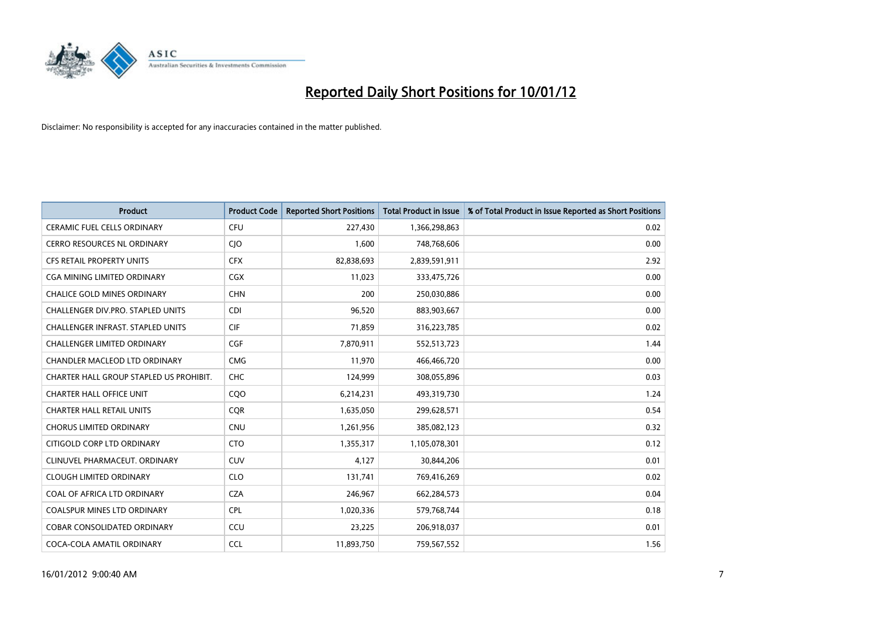# Reported Daily Short Positions for 10/01/12

Disclaimer: No responsibility is accepted for any inaccuracies contained in the matter published.

| Product | Product Code | Reported Short Positions | Total Product in Issue | % of Total Product in Issue Reported as Short Positions |
|---|---|---|---|---|
| CERAMIC FUEL CELLS ORDINARY | CFU | 227,430 | 1,366,298,863 | 0.02 |
| CERRO RESOURCES NL ORDINARY | CJO | 1,600 | 748,768,606 | 0.00 |
| CFS RETAIL PROPERTY UNITS | CFX | 82,838,693 | 2,839,591,911 | 2.92 |
| CGA MINING LIMITED ORDINARY | CGX | 11,023 | 333,475,726 | 0.00 |
| CHALICE GOLD MINES ORDINARY | CHN | 200 | 250,030,886 | 0.00 |
| CHALLENGER DIV.PRO. STAPLED UNITS | CDI | 96,520 | 883,903,667 | 0.00 |
| CHALLENGER INFRAST. STAPLED UNITS | CIF | 71,859 | 316,223,785 | 0.02 |
| CHALLENGER LIMITED ORDINARY | CGF | 7,870,911 | 552,513,723 | 1.44 |
| CHANDLER MACLEOD LTD ORDINARY | CMG | 11,970 | 466,466,720 | 0.00 |
| CHARTER HALL GROUP STAPLED US PROHIBIT. | CHC | 124,999 | 308,055,896 | 0.03 |
| CHARTER HALL OFFICE UNIT | CQO | 6,214,231 | 493,319,730 | 1.24 |
| CHARTER HALL RETAIL UNITS | CQR | 1,635,050 | 299,628,571 | 0.54 |
| CHORUS LIMITED ORDINARY | CNU | 1,261,956 | 385,082,123 | 0.32 |
| CITIGOLD CORP LTD ORDINARY | CTO | 1,355,317 | 1,105,078,301 | 0.12 |
| CLINUVEL PHARMACEUT. ORDINARY | CUV | 4,127 | 30,844,206 | 0.01 |
| CLOUGH LIMITED ORDINARY | CLO | 131,741 | 769,416,269 | 0.02 |
| COAL OF AFRICA LTD ORDINARY | CZA | 246,967 | 662,284,573 | 0.04 |
| COALSPUR MINES LTD ORDINARY | CPL | 1,020,336 | 579,768,744 | 0.18 |
| COBAR CONSOLIDATED ORDINARY | CCU | 23,225 | 206,918,037 | 0.01 |
| COCA-COLA AMATIL ORDINARY | CCL | 11,893,750 | 759,567,552 | 1.56 |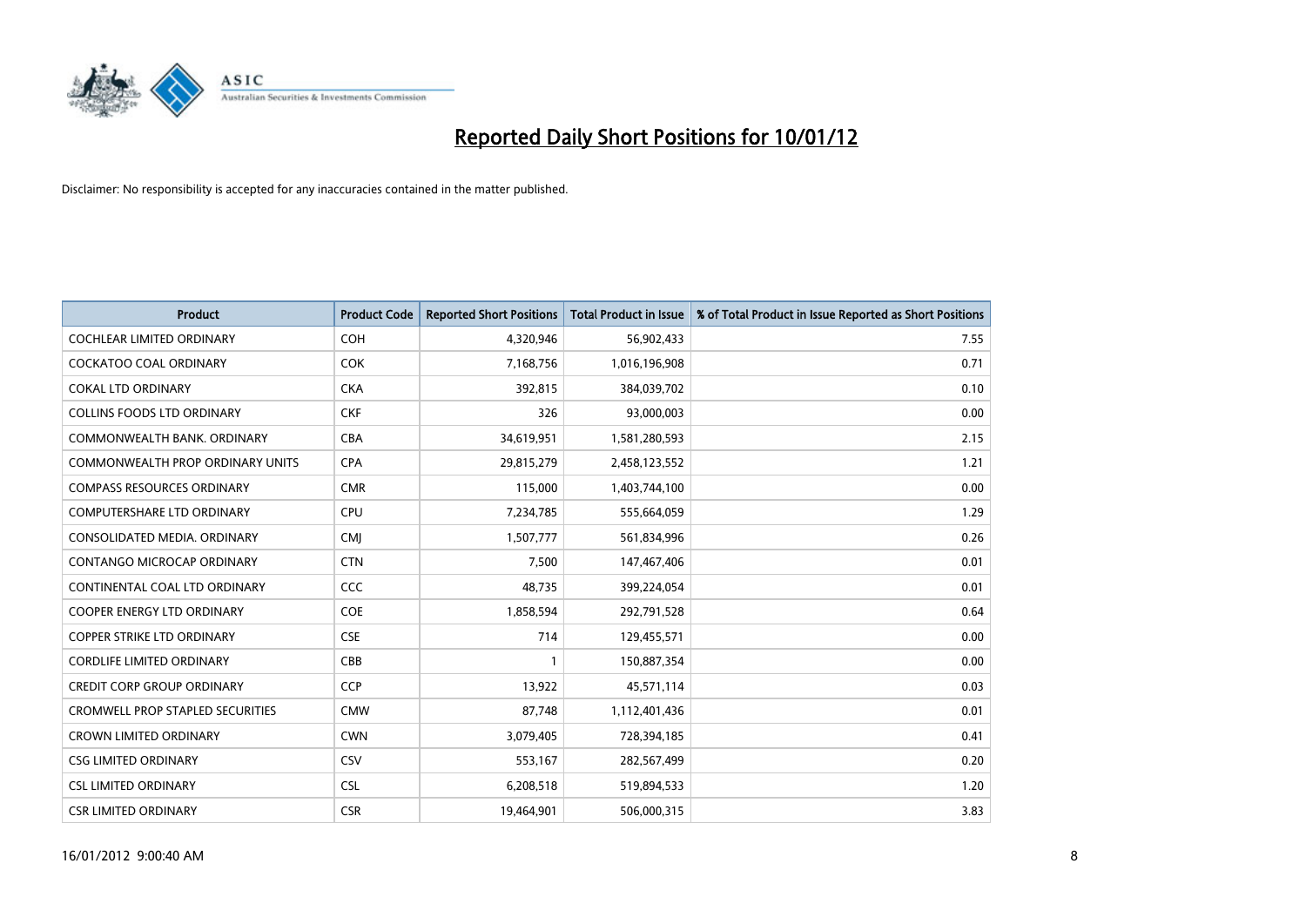# Reported Daily Short Positions for 10/01/12

Disclaimer: No responsibility is accepted for any inaccuracies contained in the matter published.

| Product | Product Code | Reported Short Positions | Total Product in Issue | % of Total Product in Issue Reported as Short Positions |
|---|---|---|---|---|
| COCHLEAR LIMITED ORDINARY | COH | 4,320,946 | 56,902,433 | 7.55 |
| COCKATOO COAL ORDINARY | COK | 7,168,756 | 1,016,196,908 | 0.71 |
| COKAL LTD ORDINARY | CKA | 392,815 | 384,039,702 | 0.10 |
| COLLINS FOODS LTD ORDINARY | CKF | 326 | 93,000,003 | 0.00 |
| COMMONWEALTH BANK. ORDINARY | CBA | 34,619,951 | 1,581,280,593 | 2.15 |
| COMMONWEALTH PROP ORDINARY UNITS | CPA | 29,815,279 | 2,458,123,552 | 1.21 |
| COMPASS RESOURCES ORDINARY | CMR | 115,000 | 1,403,744,100 | 0.00 |
| COMPUTERSHARE LTD ORDINARY | CPU | 7,234,785 | 555,664,059 | 1.29 |
| CONSOLIDATED MEDIA. ORDINARY | CMJ | 1,507,777 | 561,834,996 | 0.26 |
| CONTANGO MICROCAP ORDINARY | CTN | 7,500 | 147,467,406 | 0.01 |
| CONTINENTAL COAL LTD ORDINARY | CCC | 48,735 | 399,224,054 | 0.01 |
| COOPER ENERGY LTD ORDINARY | COE | 1,858,594 | 292,791,528 | 0.64 |
| COPPER STRIKE LTD ORDINARY | CSE | 714 | 129,455,571 | 0.00 |
| CORDLIFE LIMITED ORDINARY | CBB | 1 | 150,887,354 | 0.00 |
| CREDIT CORP GROUP ORDINARY | CCP | 13,922 | 45,571,114 | 0.03 |
| CROMWELL PROP STAPLED SECURITIES | CMW | 87,748 | 1,112,401,436 | 0.01 |
| CROWN LIMITED ORDINARY | CWN | 3,079,405 | 728,394,185 | 0.41 |
| CSG LIMITED ORDINARY | CSV | 553,167 | 282,567,499 | 0.20 |
| CSL LIMITED ORDINARY | CSL | 6,208,518 | 519,894,533 | 1.20 |
| CSR LIMITED ORDINARY | CSR | 19,464,901 | 506,000,315 | 3.83 |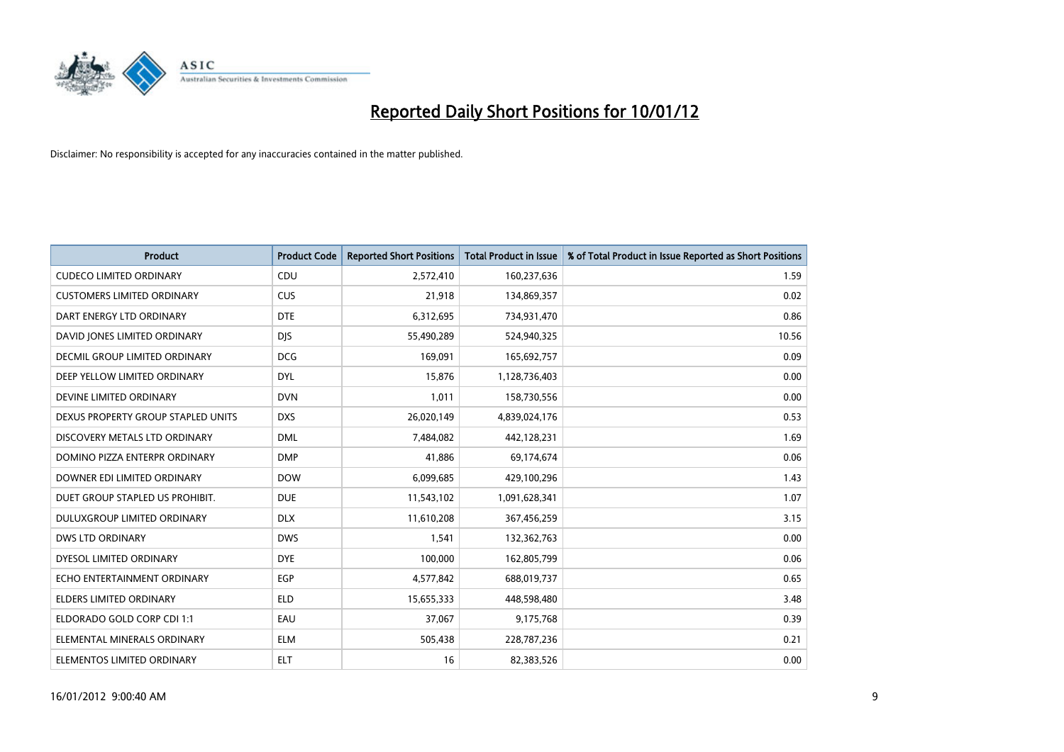# Reported Daily Short Positions for 10/01/12

Disclaimer: No responsibility is accepted for any inaccuracies contained in the matter published.

| Product | Product Code | Reported Short Positions | Total Product in Issue | % of Total Product in Issue Reported as Short Positions |
|---|---|---|---|---|
| CUDECO LIMITED ORDINARY | CDU | 2,572,410 | 160,237,636 | 1.59 |
| CUSTOMERS LIMITED ORDINARY | CUS | 21,918 | 134,869,357 | 0.02 |
| DART ENERGY LTD ORDINARY | DTE | 6,312,695 | 734,931,470 | 0.86 |
| DAVID JONES LIMITED ORDINARY | DJS | 55,490,289 | 524,940,325 | 10.56 |
| DECMIL GROUP LIMITED ORDINARY | DCG | 169,091 | 165,692,757 | 0.09 |
| DEEP YELLOW LIMITED ORDINARY | DYL | 15,876 | 1,128,736,403 | 0.00 |
| DEVINE LIMITED ORDINARY | DVN | 1,011 | 158,730,556 | 0.00 |
| DEXUS PROPERTY GROUP STAPLED UNITS | DXS | 26,020,149 | 4,839,024,176 | 0.53 |
| DISCOVERY METALS LTD ORDINARY | DML | 7,484,082 | 442,128,231 | 1.69 |
| DOMINO PIZZA ENTERPR ORDINARY | DMP | 41,886 | 69,174,674 | 0.06 |
| DOWNER EDI LIMITED ORDINARY | DOW | 6,099,685 | 429,100,296 | 1.43 |
| DUET GROUP STAPLED US PROHIBIT. | DUE | 11,543,102 | 1,091,628,341 | 1.07 |
| DULUXGROUP LIMITED ORDINARY | DLX | 11,610,208 | 367,456,259 | 3.15 |
| DWS LTD ORDINARY | DWS | 1,541 | 132,362,763 | 0.00 |
| DYESOL LIMITED ORDINARY | DYE | 100,000 | 162,805,799 | 0.06 |
| ECHO ENTERTAINMENT ORDINARY | EGP | 4,577,842 | 688,019,737 | 0.65 |
| ELDERS LIMITED ORDINARY | ELD | 15,655,333 | 448,598,480 | 3.48 |
| ELDORADO GOLD CORP CDI 1:1 | EAU | 37,067 | 9,175,768 | 0.39 |
| ELEMENTAL MINERALS ORDINARY | ELM | 505,438 | 228,787,236 | 0.21 |
| ELEMENTOS LIMITED ORDINARY | ELT | 16 | 82,383,526 | 0.00 |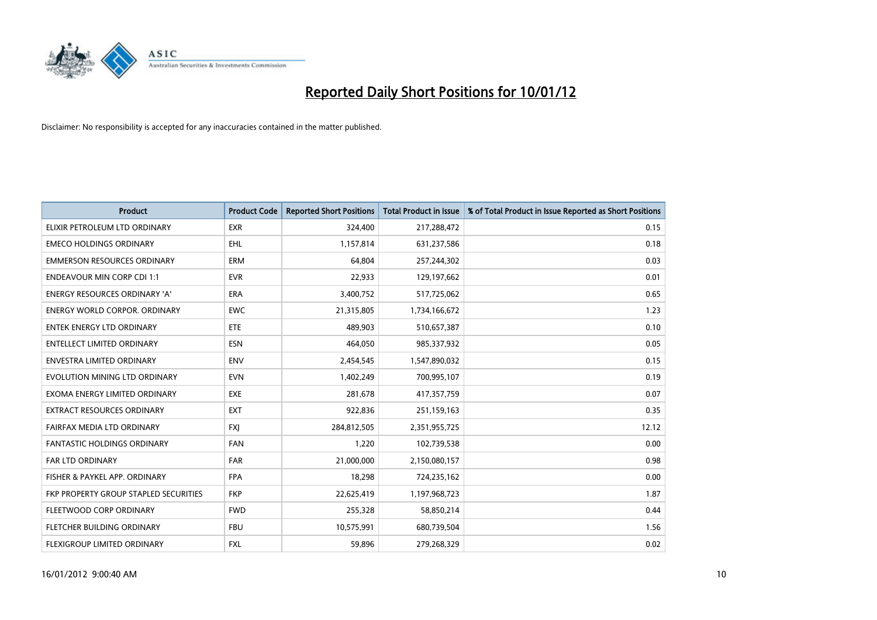# Reported Daily Short Positions for 10/01/12

Disclaimer: No responsibility is accepted for any inaccuracies contained in the matter published.

| Product | Product Code | Reported Short Positions | Total Product in Issue | % of Total Product in Issue Reported as Short Positions |
|---|---|---|---|---|
| ELIXIR PETROLEUM LTD ORDINARY | EXR | 324,400 | 217,288,472 | 0.15 |
| EMECO HOLDINGS ORDINARY | EHL | 1,157,814 | 631,237,586 | 0.18 |
| EMMERSON RESOURCES ORDINARY | ERM | 64,804 | 257,244,302 | 0.03 |
| ENDEAVOUR MIN CORP CDI 1:1 | EVR | 22,933 | 129,197,662 | 0.01 |
| ENERGY RESOURCES ORDINARY 'A' | ERA | 3,400,752 | 517,725,062 | 0.65 |
| ENERGY WORLD CORPOR. ORDINARY | EWC | 21,315,805 | 1,734,166,672 | 1.23 |
| ENTEK ENERGY LTD ORDINARY | ETE | 489,903 | 510,657,387 | 0.10 |
| ENTELLECT LIMITED ORDINARY | ESN | 464,050 | 985,337,932 | 0.05 |
| ENVESTRA LIMITED ORDINARY | ENV | 2,454,545 | 1,547,890,032 | 0.15 |
| EVOLUTION MINING LTD ORDINARY | EVN | 1,402,249 | 700,995,107 | 0.19 |
| EXOMA ENERGY LIMITED ORDINARY | EXE | 281,678 | 417,357,759 | 0.07 |
| EXTRACT RESOURCES ORDINARY | EXT | 922,836 | 251,159,163 | 0.35 |
| FAIRFAX MEDIA LTD ORDINARY | FXJ | 284,812,505 | 2,351,955,725 | 12.12 |
| FANTASTIC HOLDINGS ORDINARY | FAN | 1,220 | 102,739,538 | 0.00 |
| FAR LTD ORDINARY | FAR | 21,000,000 | 2,150,080,157 | 0.98 |
| FISHER & PAYKEL APP. ORDINARY | FPA | 18,298 | 724,235,162 | 0.00 |
| FKP PROPERTY GROUP STAPLED SECURITIES | FKP | 22,625,419 | 1,197,968,723 | 1.87 |
| FLEETWOOD CORP ORDINARY | FWD | 255,328 | 58,850,214 | 0.44 |
| FLETCHER BUILDING ORDINARY | FBU | 10,575,991 | 680,739,504 | 1.56 |
| FLEXIGROUP LIMITED ORDINARY | FXL | 59,896 | 279,268,329 | 0.02 |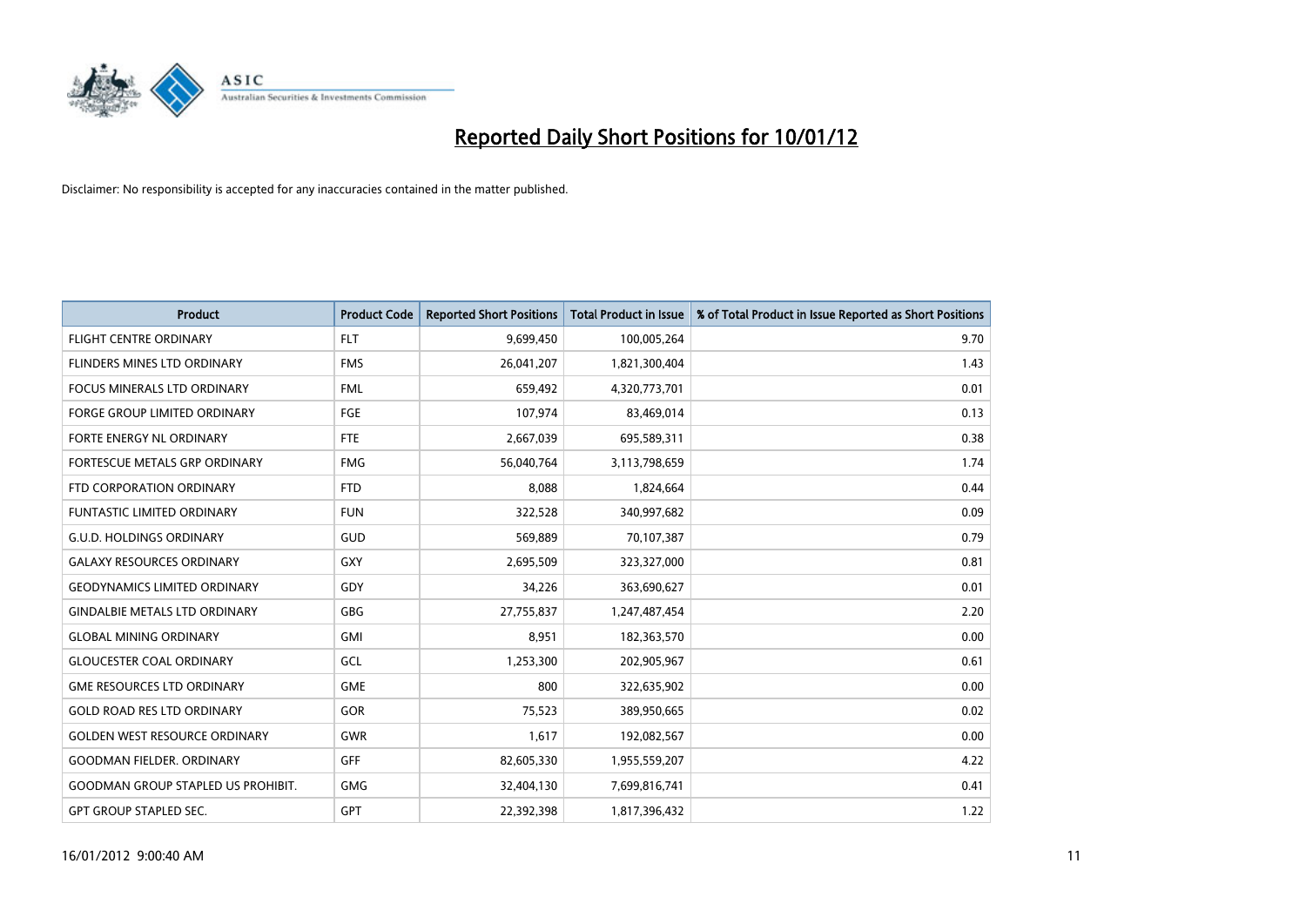# Reported Daily Short Positions for 10/01/12

Disclaimer: No responsibility is accepted for any inaccuracies contained in the matter published.

| Product | Product Code | Reported Short Positions | Total Product in Issue | % of Total Product in Issue Reported as Short Positions |
|---|---|---|---|---|
| FLIGHT CENTRE ORDINARY | FLT | 9,699,450 | 100,005,264 | 9.70 |
| FLINDERS MINES LTD ORDINARY | FMS | 26,041,207 | 1,821,300,404 | 1.43 |
| FOCUS MINERALS LTD ORDINARY | FML | 659,492 | 4,320,773,701 | 0.01 |
| FORGE GROUP LIMITED ORDINARY | FGE | 107,974 | 83,469,014 | 0.13 |
| FORTE ENERGY NL ORDINARY | FTE | 2,667,039 | 695,589,311 | 0.38 |
| FORTESCUE METALS GRP ORDINARY | FMG | 56,040,764 | 3,113,798,659 | 1.74 |
| FTD CORPORATION ORDINARY | FTD | 8,088 | 1,824,664 | 0.44 |
| FUNTASTIC LIMITED ORDINARY | FUN | 322,528 | 340,997,682 | 0.09 |
| G.U.D. HOLDINGS ORDINARY | GUD | 569,889 | 70,107,387 | 0.79 |
| GALAXY RESOURCES ORDINARY | GXY | 2,695,509 | 323,327,000 | 0.81 |
| GEODYNAMICS LIMITED ORDINARY | GDY | 34,226 | 363,690,627 | 0.01 |
| GINDALBIE METALS LTD ORDINARY | GBG | 27,755,837 | 1,247,487,454 | 2.20 |
| GLOBAL MINING ORDINARY | GMI | 8,951 | 182,363,570 | 0.00 |
| GLOUCESTER COAL ORDINARY | GCL | 1,253,300 | 202,905,967 | 0.61 |
| GME RESOURCES LTD ORDINARY | GME | 800 | 322,635,902 | 0.00 |
| GOLD ROAD RES LTD ORDINARY | GOR | 75,523 | 389,950,665 | 0.02 |
| GOLDEN WEST RESOURCE ORDINARY | GWR | 1,617 | 192,082,567 | 0.00 |
| GOODMAN FIELDER. ORDINARY | GFF | 82,605,330 | 1,955,559,207 | 4.22 |
| GOODMAN GROUP STAPLED US PROHIBIT. | GMG | 32,404,130 | 7,699,816,741 | 0.41 |
| GPT GROUP STAPLED SEC. | GPT | 22,392,398 | 1,817,396,432 | 1.22 |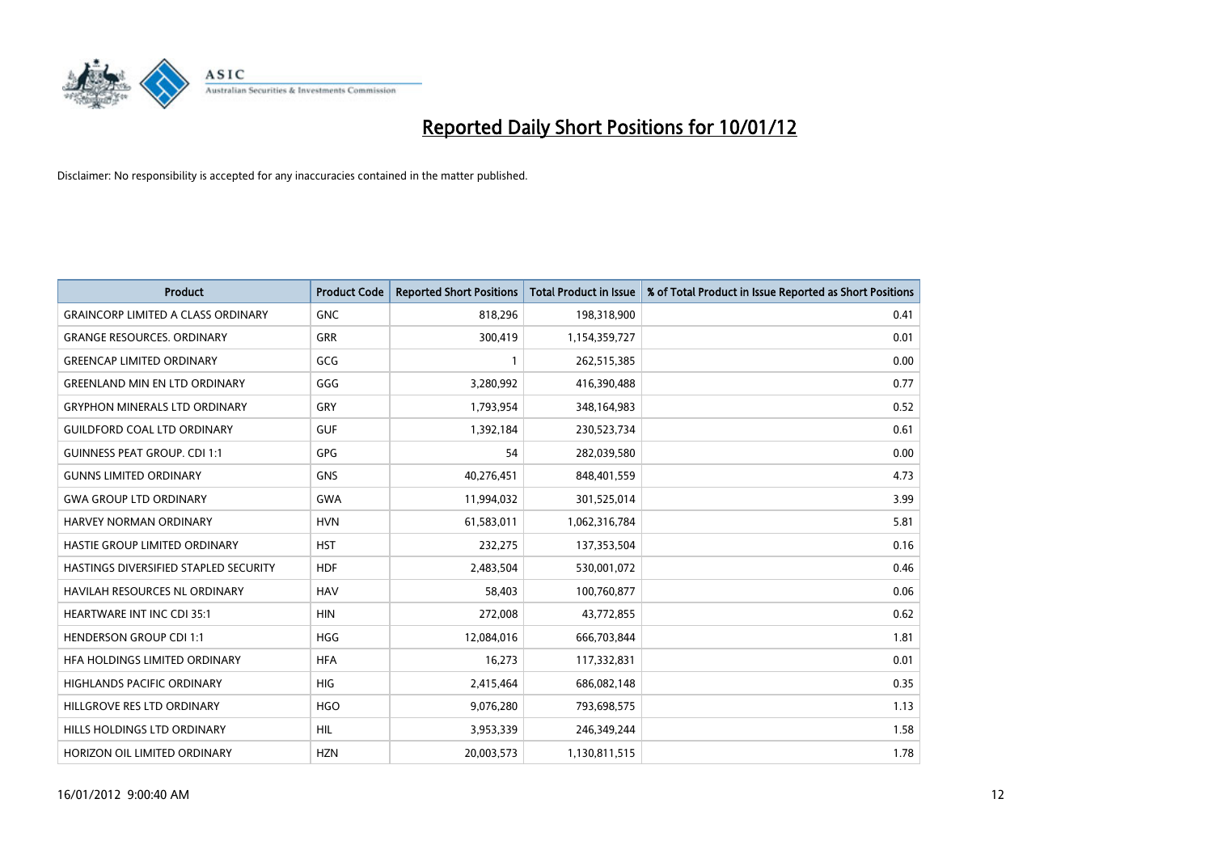# Reported Daily Short Positions for 10/01/12

Disclaimer: No responsibility is accepted for any inaccuracies contained in the matter published.

| Product | Product Code | Reported Short Positions | Total Product in Issue | % of Total Product in Issue Reported as Short Positions |
|---|---|---|---|---|
| GRAINCORP LIMITED A CLASS ORDINARY | GNC | 818,296 | 198,318,900 | 0.41 |
| GRANGE RESOURCES. ORDINARY | GRR | 300,419 | 1,154,359,727 | 0.01 |
| GREENCAP LIMITED ORDINARY | GCG | 1 | 262,515,385 | 0.00 |
| GREENLAND MIN EN LTD ORDINARY | GGG | 3,280,992 | 416,390,488 | 0.77 |
| GRYPHON MINERALS LTD ORDINARY | GRY | 1,793,954 | 348,164,983 | 0.52 |
| GUILDFORD COAL LTD ORDINARY | GUF | 1,392,184 | 230,523,734 | 0.61 |
| GUINNESS PEAT GROUP. CDI 1:1 | GPG | 54 | 282,039,580 | 0.00 |
| GUNNS LIMITED ORDINARY | GNS | 40,276,451 | 848,401,559 | 4.73 |
| GWA GROUP LTD ORDINARY | GWA | 11,994,032 | 301,525,014 | 3.99 |
| HARVEY NORMAN ORDINARY | HVN | 61,583,011 | 1,062,316,784 | 5.81 |
| HASTIE GROUP LIMITED ORDINARY | HST | 232,275 | 137,353,504 | 0.16 |
| HASTINGS DIVERSIFIED STAPLED SECURITY | HDF | 2,483,504 | 530,001,072 | 0.46 |
| HAVILAH RESOURCES NL ORDINARY | HAV | 58,403 | 100,760,877 | 0.06 |
| HEARTWARE INT INC CDI 35:1 | HIN | 272,008 | 43,772,855 | 0.62 |
| HENDERSON GROUP CDI 1:1 | HGG | 12,084,016 | 666,703,844 | 1.81 |
| HFA HOLDINGS LIMITED ORDINARY | HFA | 16,273 | 117,332,831 | 0.01 |
| HIGHLANDS PACIFIC ORDINARY | HIG | 2,415,464 | 686,082,148 | 0.35 |
| HILLGROVE RES LTD ORDINARY | HGO | 9,076,280 | 793,698,575 | 1.13 |
| HILLS HOLDINGS LTD ORDINARY | HIL | 3,953,339 | 246,349,244 | 1.58 |
| HORIZON OIL LIMITED ORDINARY | HZN | 20,003,573 | 1,130,811,515 | 1.78 |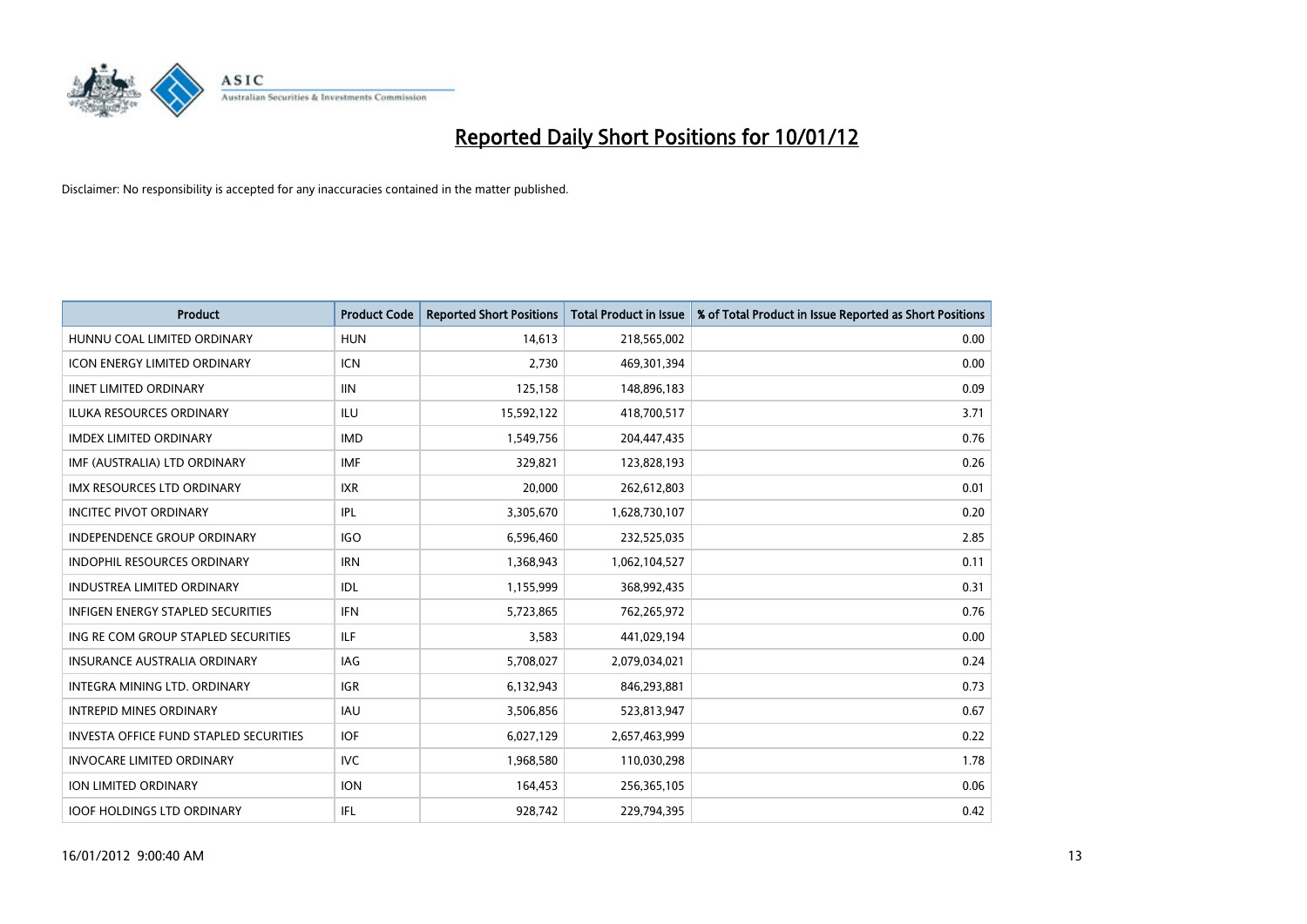# Reported Daily Short Positions for 10/01/12

Disclaimer: No responsibility is accepted for any inaccuracies contained in the matter published.

| Product | Product Code | Reported Short Positions | Total Product in Issue | % of Total Product in Issue Reported as Short Positions |
|---|---|---|---|---|
| HUNNU COAL LIMITED ORDINARY | HUN | 14,613 | 218,565,002 | 0.00 |
| ICON ENERGY LIMITED ORDINARY | ICN | 2,730 | 469,301,394 | 0.00 |
| IINET LIMITED ORDINARY | IIN | 125,158 | 148,896,183 | 0.09 |
| ILUKA RESOURCES ORDINARY | ILU | 15,592,122 | 418,700,517 | 3.71 |
| IMDEX LIMITED ORDINARY | IMD | 1,549,756 | 204,447,435 | 0.76 |
| IMF (AUSTRALIA) LTD ORDINARY | IMF | 329,821 | 123,828,193 | 0.26 |
| IMX RESOURCES LTD ORDINARY | IXR | 20,000 | 262,612,803 | 0.01 |
| INCITEC PIVOT ORDINARY | IPL | 3,305,670 | 1,628,730,107 | 0.20 |
| INDEPENDENCE GROUP ORDINARY | IGO | 6,596,460 | 232,525,035 | 2.85 |
| INDOPHIL RESOURCES ORDINARY | IRN | 1,368,943 | 1,062,104,527 | 0.11 |
| INDUSTREA LIMITED ORDINARY | IDL | 1,155,999 | 368,992,435 | 0.31 |
| INFIGEN ENERGY STAPLED SECURITIES | IFN | 5,723,865 | 762,265,972 | 0.76 |
| ING RE COM GROUP STAPLED SECURITIES | ILF | 3,583 | 441,029,194 | 0.00 |
| INSURANCE AUSTRALIA ORDINARY | IAG | 5,708,027 | 2,079,034,021 | 0.24 |
| INTEGRA MINING LTD. ORDINARY | IGR | 6,132,943 | 846,293,881 | 0.73 |
| INTREPID MINES ORDINARY | IAU | 3,506,856 | 523,813,947 | 0.67 |
| INVESTA OFFICE FUND STAPLED SECURITIES | IOF | 6,027,129 | 2,657,463,999 | 0.22 |
| INVOCARE LIMITED ORDINARY | IVC | 1,968,580 | 110,030,298 | 1.78 |
| ION LIMITED ORDINARY | ION | 164,453 | 256,365,105 | 0.06 |
| IOOF HOLDINGS LTD ORDINARY | IFL | 928,742 | 229,794,395 | 0.42 |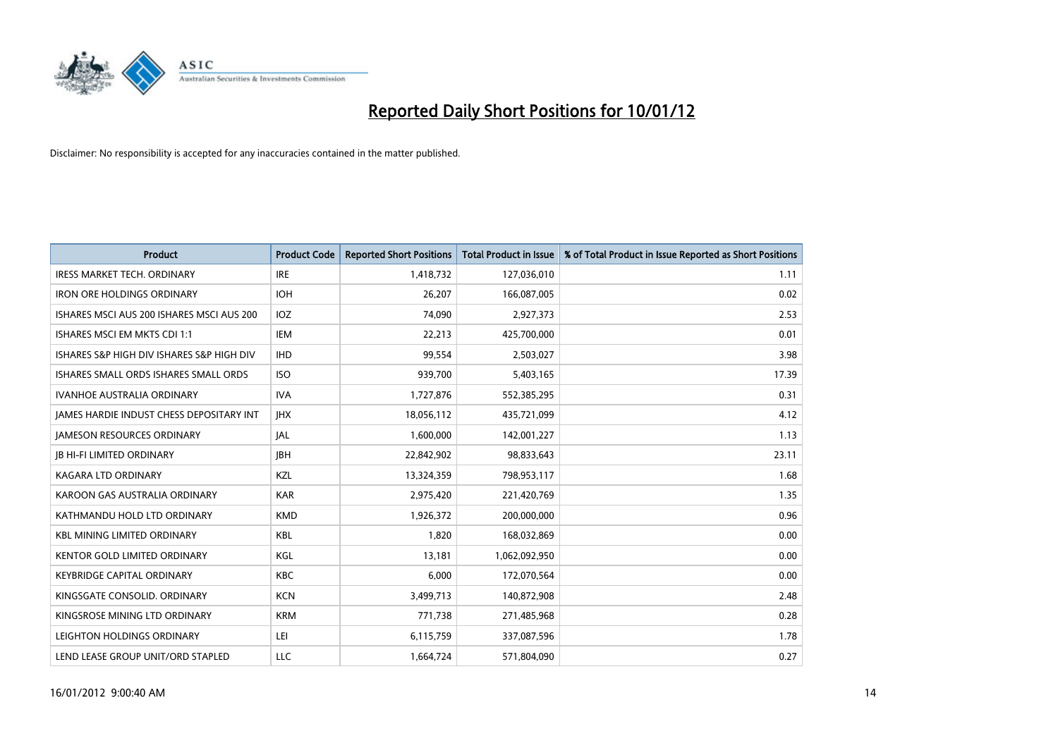# Reported Daily Short Positions for 10/01/12

Disclaimer: No responsibility is accepted for any inaccuracies contained in the matter published.

| Product | Product Code | Reported Short Positions | Total Product in Issue | % of Total Product in Issue Reported as Short Positions |
|---|---|---|---|---|
| IRESS MARKET TECH. ORDINARY | IRE | 1,418,732 | 127,036,010 | 1.11 |
| IRON ORE HOLDINGS ORDINARY | IOH | 26,207 | 166,087,005 | 0.02 |
| ISHARES MSCI AUS 200 ISHARES MSCI AUS 200 | IOZ | 74,090 | 2,927,373 | 2.53 |
| ISHARES MSCI EM MKTS CDI 1:1 | IEM | 22,213 | 425,700,000 | 0.01 |
| ISHARES S&P HIGH DIV ISHARES S&P HIGH DIV | IHD | 99,554 | 2,503,027 | 3.98 |
| ISHARES SMALL ORDS ISHARES SMALL ORDS | ISO | 939,700 | 5,403,165 | 17.39 |
| IVANHOE AUSTRALIA ORDINARY | IVA | 1,727,876 | 552,385,295 | 0.31 |
| JAMES HARDIE INDUST CHESS DEPOSITARY INT | JHX | 18,056,112 | 435,721,099 | 4.12 |
| JAMESON RESOURCES ORDINARY | JAL | 1,600,000 | 142,001,227 | 1.13 |
| JB HI-FI LIMITED ORDINARY | JBH | 22,842,902 | 98,833,643 | 23.11 |
| KAGARA LTD ORDINARY | KZL | 13,324,359 | 798,953,117 | 1.68 |
| KAROON GAS AUSTRALIA ORDINARY | KAR | 2,975,420 | 221,420,769 | 1.35 |
| KATHMANDU HOLD LTD ORDINARY | KMD | 1,926,372 | 200,000,000 | 0.96 |
| KBL MINING LIMITED ORDINARY | KBL | 1,820 | 168,032,869 | 0.00 |
| KENTOR GOLD LIMITED ORDINARY | KGL | 13,181 | 1,062,092,950 | 0.00 |
| KEYBRIDGE CAPITAL ORDINARY | KBC | 6,000 | 172,070,564 | 0.00 |
| KINGSGATE CONSOLID. ORDINARY | KCN | 3,499,713 | 140,872,908 | 2.48 |
| KINGSROSE MINING LTD ORDINARY | KRM | 771,738 | 271,485,968 | 0.28 |
| LEIGHTON HOLDINGS ORDINARY | LEI | 6,115,759 | 337,087,596 | 1.78 |
| LEND LEASE GROUP UNIT/ORD STAPLED | LLC | 1,664,724 | 571,804,090 | 0.27 |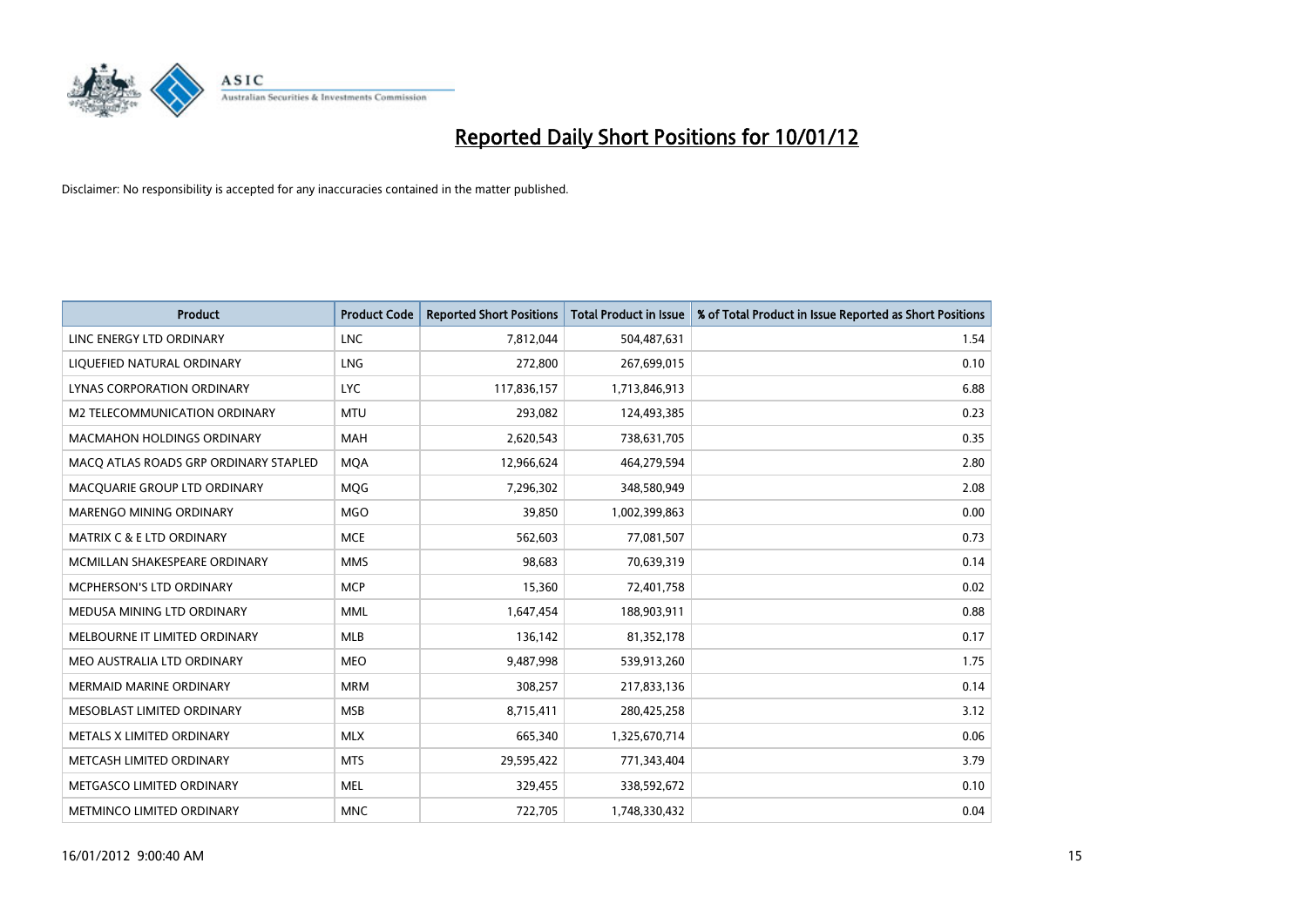# Reported Daily Short Positions for 10/01/12

Disclaimer: No responsibility is accepted for any inaccuracies contained in the matter published.

| Product | Product Code | Reported Short Positions | Total Product in Issue | % of Total Product in Issue Reported as Short Positions |
|---|---|---|---|---|
| LINC ENERGY LTD ORDINARY | LNC | 7,812,044 | 504,487,631 | 1.54 |
| LIQUEFIED NATURAL ORDINARY | LNG | 272,800 | 267,699,015 | 0.10 |
| LYNAS CORPORATION ORDINARY | LYC | 117,836,157 | 1,713,846,913 | 6.88 |
| M2 TELECOMMUNICATION ORDINARY | MTU | 293,082 | 124,493,385 | 0.23 |
| MACMAHON HOLDINGS ORDINARY | MAH | 2,620,543 | 738,631,705 | 0.35 |
| MACQ ATLAS ROADS GRP ORDINARY STAPLED | MQA | 12,966,624 | 464,279,594 | 2.80 |
| MACQUARIE GROUP LTD ORDINARY | MQG | 7,296,302 | 348,580,949 | 2.08 |
| MARENGO MINING ORDINARY | MGO | 39,850 | 1,002,399,863 | 0.00 |
| MATRIX C & E LTD ORDINARY | MCE | 562,603 | 77,081,507 | 0.73 |
| MCMILLAN SHAKESPEARE ORDINARY | MMS | 98,683 | 70,639,319 | 0.14 |
| MCPHERSON'S LTD ORDINARY | MCP | 15,360 | 72,401,758 | 0.02 |
| MEDUSA MINING LTD ORDINARY | MML | 1,647,454 | 188,903,911 | 0.88 |
| MELBOURNE IT LIMITED ORDINARY | MLB | 136,142 | 81,352,178 | 0.17 |
| MEO AUSTRALIA LTD ORDINARY | MEO | 9,487,998 | 539,913,260 | 1.75 |
| MERMAID MARINE ORDINARY | MRM | 308,257 | 217,833,136 | 0.14 |
| MESOBLAST LIMITED ORDINARY | MSB | 8,715,411 | 280,425,258 | 3.12 |
| METALS X LIMITED ORDINARY | MLX | 665,340 | 1,325,670,714 | 0.06 |
| METCASH LIMITED ORDINARY | MTS | 29,595,422 | 771,343,404 | 3.79 |
| METGASCO LIMITED ORDINARY | MEL | 329,455 | 338,592,672 | 0.10 |
| METMINCO LIMITED ORDINARY | MNC | 722,705 | 1,748,330,432 | 0.04 |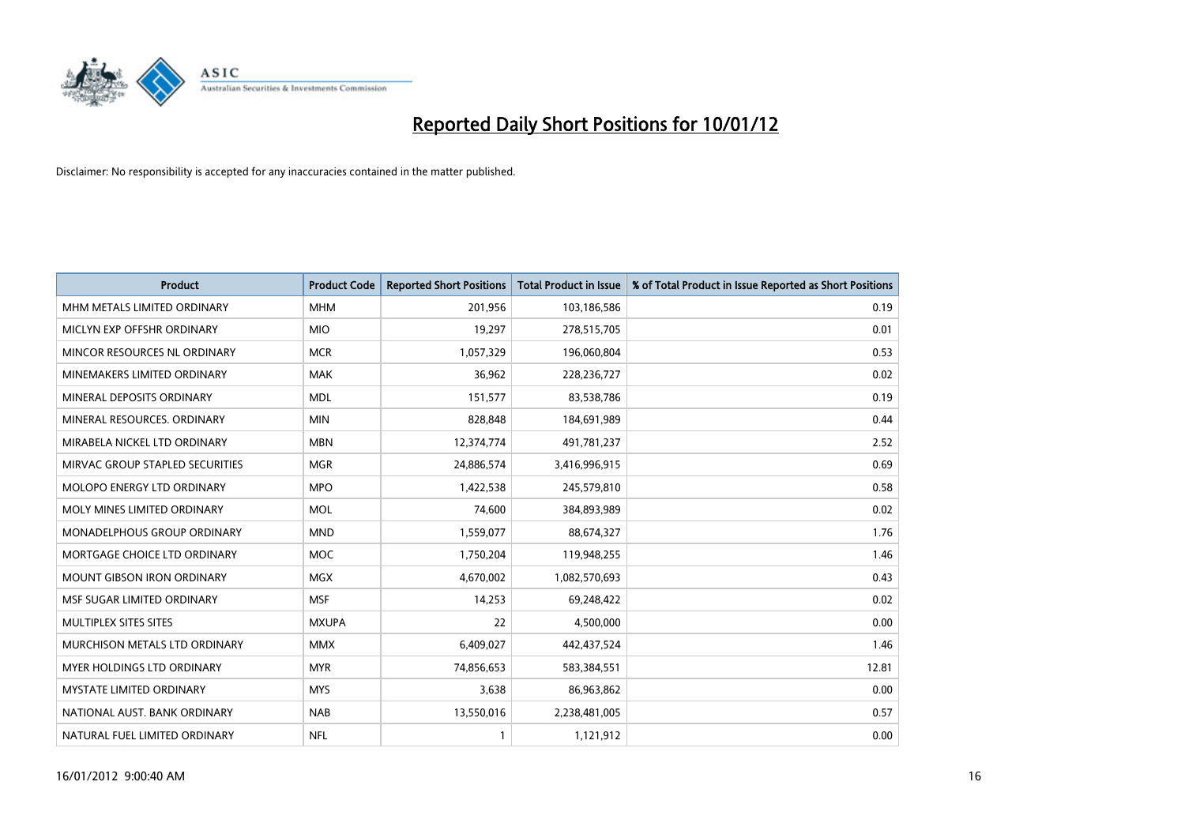# Reported Daily Short Positions for 10/01/12

Disclaimer: No responsibility is accepted for any inaccuracies contained in the matter published.

| Product | Product Code | Reported Short Positions | Total Product in Issue | % of Total Product in Issue Reported as Short Positions |
|---|---|---|---|---|
| MHM METALS LIMITED ORDINARY | MHM | 201,956 | 103,186,586 | 0.19 |
| MICLYN EXP OFFSHR ORDINARY | MIO | 19,297 | 278,515,705 | 0.01 |
| MINCOR RESOURCES NL ORDINARY | MCR | 1,057,329 | 196,060,804 | 0.53 |
| MINEMAKERS LIMITED ORDINARY | MAK | 36,962 | 228,236,727 | 0.02 |
| MINERAL DEPOSITS ORDINARY | MDL | 151,577 | 83,538,786 | 0.19 |
| MINERAL RESOURCES. ORDINARY | MIN | 828,848 | 184,691,989 | 0.44 |
| MIRABELA NICKEL LTD ORDINARY | MBN | 12,374,774 | 491,781,237 | 2.52 |
| MIRVAC GROUP STAPLED SECURITIES | MGR | 24,886,574 | 3,416,996,915 | 0.69 |
| MOLOPO ENERGY LTD ORDINARY | MPO | 1,422,538 | 245,579,810 | 0.58 |
| MOLY MINES LIMITED ORDINARY | MOL | 74,600 | 384,893,989 | 0.02 |
| MONADELPHOUS GROUP ORDINARY | MND | 1,559,077 | 88,674,327 | 1.76 |
| MORTGAGE CHOICE LTD ORDINARY | MOC | 1,750,204 | 119,948,255 | 1.46 |
| MOUNT GIBSON IRON ORDINARY | MGX | 4,670,002 | 1,082,570,693 | 0.43 |
| MSF SUGAR LIMITED ORDINARY | MSF | 14,253 | 69,248,422 | 0.02 |
| MULTIPLEX SITES SITES | MXUPA | 22 | 4,500,000 | 0.00 |
| MURCHISON METALS LTD ORDINARY | MMX | 6,409,027 | 442,437,524 | 1.46 |
| MYER HOLDINGS LTD ORDINARY | MYR | 74,856,653 | 583,384,551 | 12.81 |
| MYSTATE LIMITED ORDINARY | MYS | 3,638 | 86,963,862 | 0.00 |
| NATIONAL AUST. BANK ORDINARY | NAB | 13,550,016 | 2,238,481,005 | 0.57 |
| NATURAL FUEL LIMITED ORDINARY | NFL | 1 | 1,121,912 | 0.00 |

16/01/2012 9:00:40 AM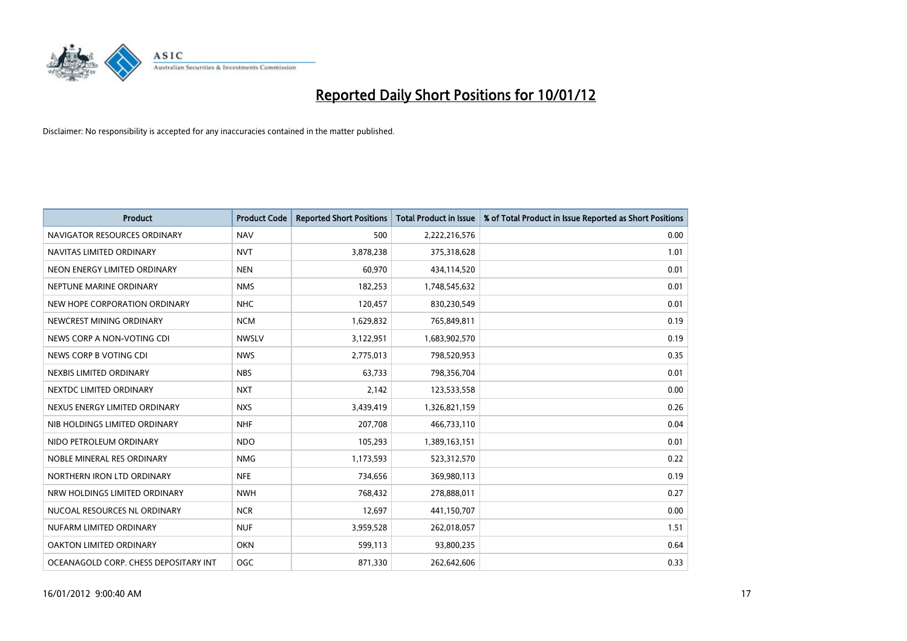# Reported Daily Short Positions for 10/01/12

Disclaimer: No responsibility is accepted for any inaccuracies contained in the matter published.

| Product | Product Code | Reported Short Positions | Total Product in Issue | % of Total Product in Issue Reported as Short Positions |
|---|---|---|---|---|
| NAVIGATOR RESOURCES ORDINARY | NAV | 500 | 2,222,216,576 | 0.00 |
| NAVITAS LIMITED ORDINARY | NVT | 3,878,238 | 375,318,628 | 1.01 |
| NEON ENERGY LIMITED ORDINARY | NEN | 60,970 | 434,114,520 | 0.01 |
| NEPTUNE MARINE ORDINARY | NMS | 182,253 | 1,748,545,632 | 0.01 |
| NEW HOPE CORPORATION ORDINARY | NHC | 120,457 | 830,230,549 | 0.01 |
| NEWCREST MINING ORDINARY | NCM | 1,629,832 | 765,849,811 | 0.19 |
| NEWS CORP A NON-VOTING CDI | NWSLV | 3,122,951 | 1,683,902,570 | 0.19 |
| NEWS CORP B VOTING CDI | NWS | 2,775,013 | 798,520,953 | 0.35 |
| NEXBIS LIMITED ORDINARY | NBS | 63,733 | 798,356,704 | 0.01 |
| NEXTDC LIMITED ORDINARY | NXT | 2,142 | 123,533,558 | 0.00 |
| NEXUS ENERGY LIMITED ORDINARY | NXS | 3,439,419 | 1,326,821,159 | 0.26 |
| NIB HOLDINGS LIMITED ORDINARY | NHF | 207,708 | 466,733,110 | 0.04 |
| NIDO PETROLEUM ORDINARY | NDO | 105,293 | 1,389,163,151 | 0.01 |
| NOBLE MINERAL RES ORDINARY | NMG | 1,173,593 | 523,312,570 | 0.22 |
| NORTHERN IRON LTD ORDINARY | NFE | 734,656 | 369,980,113 | 0.19 |
| NRW HOLDINGS LIMITED ORDINARY | NWH | 768,432 | 278,888,011 | 0.27 |
| NUCOAL RESOURCES NL ORDINARY | NCR | 12,697 | 441,150,707 | 0.00 |
| NUFARM LIMITED ORDINARY | NUF | 3,959,528 | 262,018,057 | 1.51 |
| OAKTON LIMITED ORDINARY | OKN | 599,113 | 93,800,235 | 0.64 |
| OCEANAGOLD CORP. CHESS DEPOSITARY INT | OGC | 871,330 | 262,642,606 | 0.33 |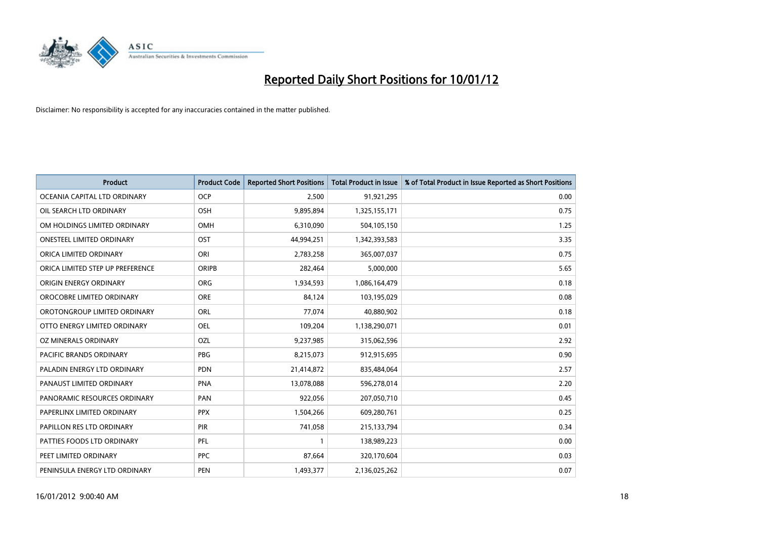# Reported Daily Short Positions for 10/01/12

Disclaimer: No responsibility is accepted for any inaccuracies contained in the matter published.

| Product | Product Code | Reported Short Positions | Total Product in Issue | % of Total Product in Issue Reported as Short Positions |
|---|---|---|---|---|
| OCEANIA CAPITAL LTD ORDINARY | OCP | 2,500 | 91,921,295 | 0.00 |
| OIL SEARCH LTD ORDINARY | OSH | 9,895,894 | 1,325,155,171 | 0.75 |
| OM HOLDINGS LIMITED ORDINARY | OMH | 6,310,090 | 504,105,150 | 1.25 |
| ONESTEEL LIMITED ORDINARY | OST | 44,994,251 | 1,342,393,583 | 3.35 |
| ORICA LIMITED ORDINARY | ORI | 2,783,258 | 365,007,037 | 0.75 |
| ORICA LIMITED STEP UP PREFERENCE | ORIPB | 282,464 | 5,000,000 | 5.65 |
| ORIGIN ENERGY ORDINARY | ORG | 1,934,593 | 1,086,164,479 | 0.18 |
| OROCOBRE LIMITED ORDINARY | ORE | 84,124 | 103,195,029 | 0.08 |
| OROTONGROUP LIMITED ORDINARY | ORL | 77,074 | 40,880,902 | 0.18 |
| OTTO ENERGY LIMITED ORDINARY | OEL | 109,204 | 1,138,290,071 | 0.01 |
| OZ MINERALS ORDINARY | OZL | 9,237,985 | 315,062,596 | 2.92 |
| PACIFIC BRANDS ORDINARY | PBG | 8,215,073 | 912,915,695 | 0.90 |
| PALADIN ENERGY LTD ORDINARY | PDN | 21,414,872 | 835,484,064 | 2.57 |
| PANAUST LIMITED ORDINARY | PNA | 13,078,088 | 596,278,014 | 2.20 |
| PANORAMIC RESOURCES ORDINARY | PAN | 922,056 | 207,050,710 | 0.45 |
| PAPERLINX LIMITED ORDINARY | PPX | 1,504,266 | 609,280,761 | 0.25 |
| PAPILLON RES LTD ORDINARY | PIR | 741,058 | 215,133,794 | 0.34 |
| PATTIES FOODS LTD ORDINARY | PFL | 1 | 138,989,223 | 0.00 |
| PEET LIMITED ORDINARY | PPC | 87,664 | 320,170,604 | 0.03 |
| PENINSULA ENERGY LTD ORDINARY | PEN | 1,493,377 | 2,136,025,262 | 0.07 |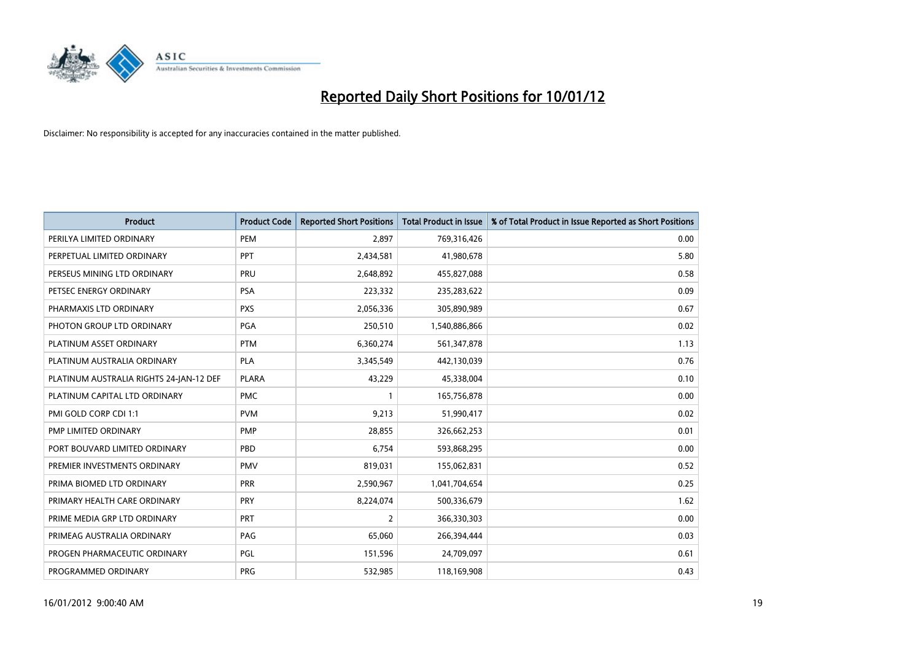# Reported Daily Short Positions for 10/01/12

Disclaimer: No responsibility is accepted for any inaccuracies contained in the matter published.

| Product | Product Code | Reported Short Positions | Total Product in Issue | % of Total Product in Issue Reported as Short Positions |
|---|---|---|---|---|
| PERILYA LIMITED ORDINARY | PEM | 2,897 | 769,316,426 | 0.00 |
| PERPETUAL LIMITED ORDINARY | PPT | 2,434,581 | 41,980,678 | 5.80 |
| PERSEUS MINING LTD ORDINARY | PRU | 2,648,892 | 455,827,088 | 0.58 |
| PETSEC ENERGY ORDINARY | PSA | 223,332 | 235,283,622 | 0.09 |
| PHARMAXIS LTD ORDINARY | PXS | 2,056,336 | 305,890,989 | 0.67 |
| PHOTON GROUP LTD ORDINARY | PGA | 250,510 | 1,540,886,866 | 0.02 |
| PLATINUM ASSET ORDINARY | PTM | 6,360,274 | 561,347,878 | 1.13 |
| PLATINUM AUSTRALIA ORDINARY | PLA | 3,345,549 | 442,130,039 | 0.76 |
| PLATINUM AUSTRALIA RIGHTS 24-JAN-12 DEF | PLARA | 43,229 | 45,338,004 | 0.10 |
| PLATINUM CAPITAL LTD ORDINARY | PMC | 1 | 165,756,878 | 0.00 |
| PMI GOLD CORP CDI 1:1 | PVM | 9,213 | 51,990,417 | 0.02 |
| PMP LIMITED ORDINARY | PMP | 28,855 | 326,662,253 | 0.01 |
| PORT BOUVARD LIMITED ORDINARY | PBD | 6,754 | 593,868,295 | 0.00 |
| PREMIER INVESTMENTS ORDINARY | PMV | 819,031 | 155,062,831 | 0.52 |
| PRIMA BIOMED LTD ORDINARY | PRR | 2,590,967 | 1,041,704,654 | 0.25 |
| PRIMARY HEALTH CARE ORDINARY | PRY | 8,224,074 | 500,336,679 | 1.62 |
| PRIME MEDIA GRP LTD ORDINARY | PRT | 2 | 366,330,303 | 0.00 |
| PRIMEAG AUSTRALIA ORDINARY | PAG | 65,060 | 266,394,444 | 0.03 |
| PROGEN PHARMACEUTIC ORDINARY | PGL | 151,596 | 24,709,097 | 0.61 |
| PROGRAMMED ORDINARY | PRG | 532,985 | 118,169,908 | 0.43 |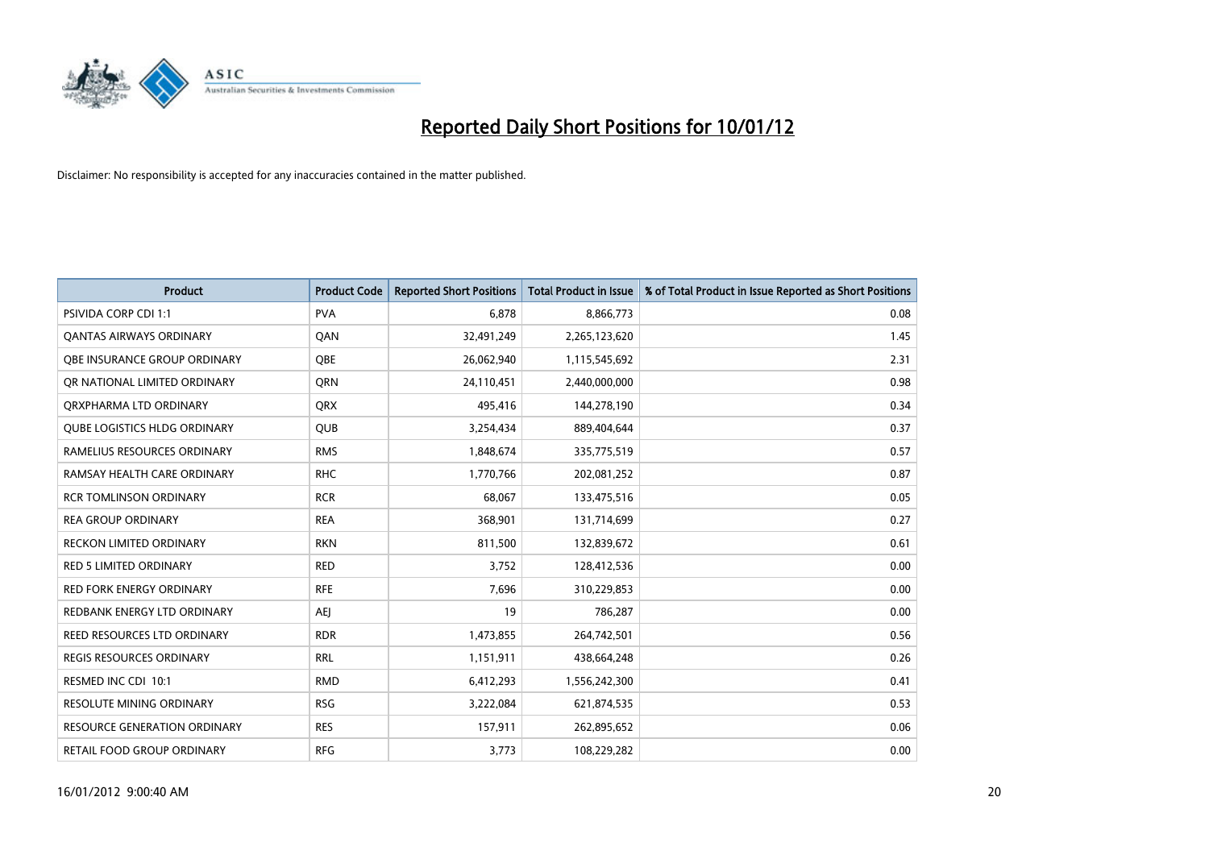# Reported Daily Short Positions for 10/01/12

Disclaimer: No responsibility is accepted for any inaccuracies contained in the matter published.

| Product | Product Code | Reported Short Positions | Total Product in Issue | % of Total Product in Issue Reported as Short Positions |
|---|---|---|---|---|
| PSIVIDA CORP CDI 1:1 | PVA | 6,878 | 8,866,773 | 0.08 |
| QANTAS AIRWAYS ORDINARY | QAN | 32,491,249 | 2,265,123,620 | 1.45 |
| QBE INSURANCE GROUP ORDINARY | QBE | 26,062,940 | 1,115,545,692 | 2.31 |
| QR NATIONAL LIMITED ORDINARY | QRN | 24,110,451 | 2,440,000,000 | 0.98 |
| QRXPHARMA LTD ORDINARY | QRX | 495,416 | 144,278,190 | 0.34 |
| QUBE LOGISTICS HLDG ORDINARY | QUB | 3,254,434 | 889,404,644 | 0.37 |
| RAMELIUS RESOURCES ORDINARY | RMS | 1,848,674 | 335,775,519 | 0.57 |
| RAMSAY HEALTH CARE ORDINARY | RHC | 1,770,766 | 202,081,252 | 0.87 |
| RCR TOMLINSON ORDINARY | RCR | 68,067 | 133,475,516 | 0.05 |
| REA GROUP ORDINARY | REA | 368,901 | 131,714,699 | 0.27 |
| RECKON LIMITED ORDINARY | RKN | 811,500 | 132,839,672 | 0.61 |
| RED 5 LIMITED ORDINARY | RED | 3,752 | 128,412,536 | 0.00 |
| RED FORK ENERGY ORDINARY | RFE | 7,696 | 310,229,853 | 0.00 |
| REDBANK ENERGY LTD ORDINARY | AEJ | 19 | 786,287 | 0.00 |
| REED RESOURCES LTD ORDINARY | RDR | 1,473,855 | 264,742,501 | 0.56 |
| REGIS RESOURCES ORDINARY | RRL | 1,151,911 | 438,664,248 | 0.26 |
| RESMED INC CDI 10:1 | RMD | 6,412,293 | 1,556,242,300 | 0.41 |
| RESOLUTE MINING ORDINARY | RSG | 3,222,084 | 621,874,535 | 0.53 |
| RESOURCE GENERATION ORDINARY | RES | 157,911 | 262,895,652 | 0.06 |
| RETAIL FOOD GROUP ORDINARY | RFG | 3,773 | 108,229,282 | 0.00 |

16/01/2012 9:00:40 AM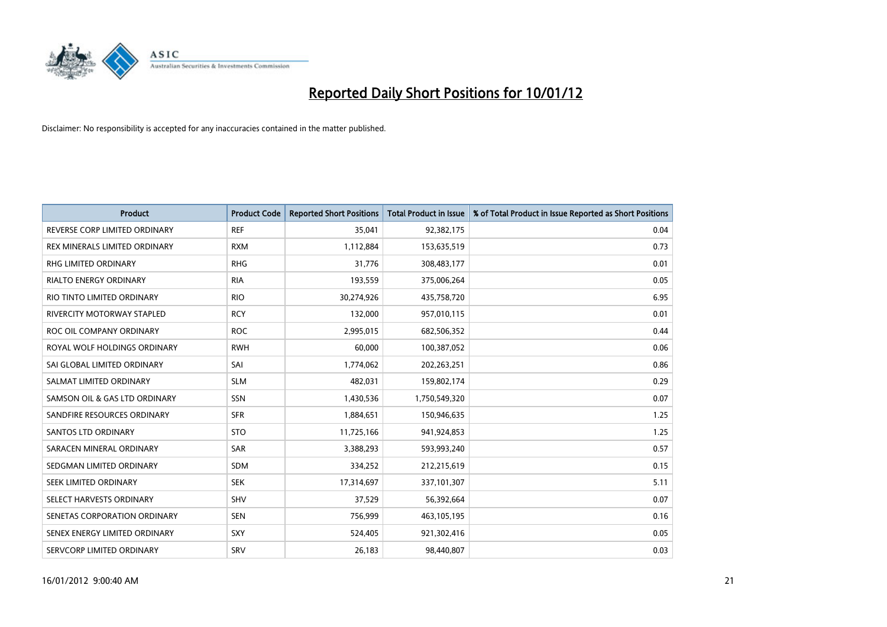# Reported Daily Short Positions for 10/01/12

Disclaimer: No responsibility is accepted for any inaccuracies contained in the matter published.

| Product | Product Code | Reported Short Positions | Total Product in Issue | % of Total Product in Issue Reported as Short Positions |
|---|---|---|---|---|
| REVERSE CORP LIMITED ORDINARY | REF | 35,041 | 92,382,175 | 0.04 |
| REX MINERALS LIMITED ORDINARY | RXM | 1,112,884 | 153,635,519 | 0.73 |
| RHG LIMITED ORDINARY | RHG | 31,776 | 308,483,177 | 0.01 |
| RIALTO ENERGY ORDINARY | RIA | 193,559 | 375,006,264 | 0.05 |
| RIO TINTO LIMITED ORDINARY | RIO | 30,274,926 | 435,758,720 | 6.95 |
| RIVERCITY MOTORWAY STAPLED | RCY | 132,000 | 957,010,115 | 0.01 |
| ROC OIL COMPANY ORDINARY | ROC | 2,995,015 | 682,506,352 | 0.44 |
| ROYAL WOLF HOLDINGS ORDINARY | RWH | 60,000 | 100,387,052 | 0.06 |
| SAI GLOBAL LIMITED ORDINARY | SAI | 1,774,062 | 202,263,251 | 0.86 |
| SALMAT LIMITED ORDINARY | SLM | 482,031 | 159,802,174 | 0.29 |
| SAMSON OIL & GAS LTD ORDINARY | SSN | 1,430,536 | 1,750,549,320 | 0.07 |
| SANDFIRE RESOURCES ORDINARY | SFR | 1,884,651 | 150,946,635 | 1.25 |
| SANTOS LTD ORDINARY | STO | 11,725,166 | 941,924,853 | 1.25 |
| SARACEN MINERAL ORDINARY | SAR | 3,388,293 | 593,993,240 | 0.57 |
| SEDGMAN LIMITED ORDINARY | SDM | 334,252 | 212,215,619 | 0.15 |
| SEEK LIMITED ORDINARY | SEK | 17,314,697 | 337,101,307 | 5.11 |
| SELECT HARVESTS ORDINARY | SHV | 37,529 | 56,392,664 | 0.07 |
| SENETAS CORPORATION ORDINARY | SEN | 756,999 | 463,105,195 | 0.16 |
| SENEX ENERGY LIMITED ORDINARY | SXY | 524,405 | 921,302,416 | 0.05 |
| SERVCORP LIMITED ORDINARY | SRV | 26,183 | 98,440,807 | 0.03 |

16/01/2012 9:00:40 AM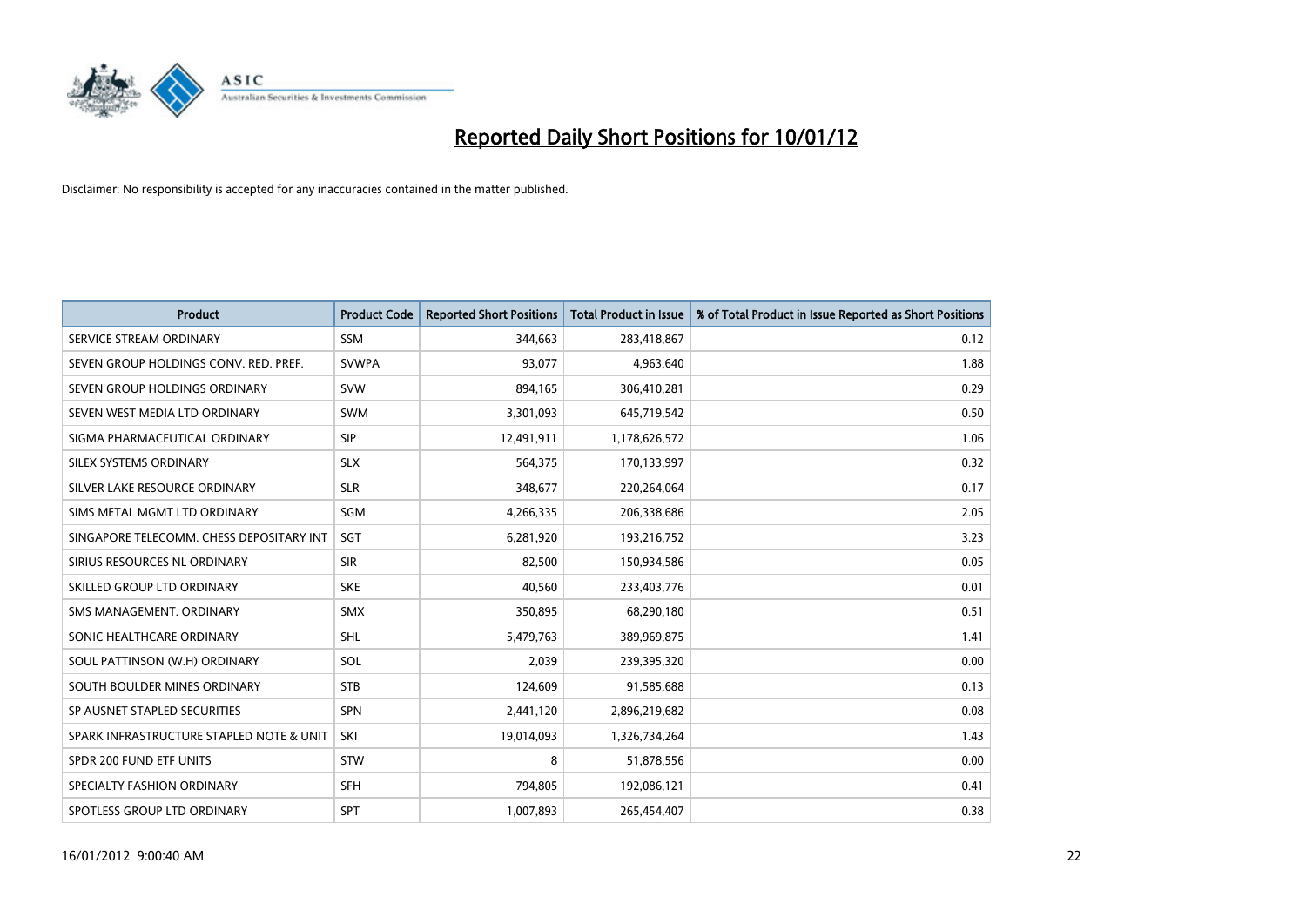# Reported Daily Short Positions for 10/01/12

Disclaimer: No responsibility is accepted for any inaccuracies contained in the matter published.

| Product | Product Code | Reported Short Positions | Total Product in Issue | % of Total Product in Issue Reported as Short Positions |
|---|---|---|---|---|
| SERVICE STREAM ORDINARY | SSM | 344,663 | 283,418,867 | 0.12 |
| SEVEN GROUP HOLDINGS CONV. RED. PREF. | SVWPA | 93,077 | 4,963,640 | 1.88 |
| SEVEN GROUP HOLDINGS ORDINARY | SVW | 894,165 | 306,410,281 | 0.29 |
| SEVEN WEST MEDIA LTD ORDINARY | SWM | 3,301,093 | 645,719,542 | 0.50 |
| SIGMA PHARMACEUTICAL ORDINARY | SIP | 12,491,911 | 1,178,626,572 | 1.06 |
| SILEX SYSTEMS ORDINARY | SLX | 564,375 | 170,133,997 | 0.32 |
| SILVER LAKE RESOURCE ORDINARY | SLR | 348,677 | 220,264,064 | 0.17 |
| SIMS METAL MGMT LTD ORDINARY | SGM | 4,266,335 | 206,338,686 | 2.05 |
| SINGAPORE TELECOMM. CHESS DEPOSITARY INT | SGT | 6,281,920 | 193,216,752 | 3.23 |
| SIRIUS RESOURCES NL ORDINARY | SIR | 82,500 | 150,934,586 | 0.05 |
| SKILLED GROUP LTD ORDINARY | SKE | 40,560 | 233,403,776 | 0.01 |
| SMS MANAGEMENT. ORDINARY | SMX | 350,895 | 68,290,180 | 0.51 |
| SONIC HEALTHCARE ORDINARY | SHL | 5,479,763 | 389,969,875 | 1.41 |
| SOUL PATTINSON (W.H) ORDINARY | SOL | 2,039 | 239,395,320 | 0.00 |
| SOUTH BOULDER MINES ORDINARY | STB | 124,609 | 91,585,688 | 0.13 |
| SP AUSNET STAPLED SECURITIES | SPN | 2,441,120 | 2,896,219,682 | 0.08 |
| SPARK INFRASTRUCTURE STAPLED NOTE & UNIT | SKI | 19,014,093 | 1,326,734,264 | 1.43 |
| SPDR 200 FUND ETF UNITS | STW | 8 | 51,878,556 | 0.00 |
| SPECIALTY FASHION ORDINARY | SFH | 794,805 | 192,086,121 | 0.41 |
| SPOTLESS GROUP LTD ORDINARY | SPT | 1,007,893 | 265,454,407 | 0.38 |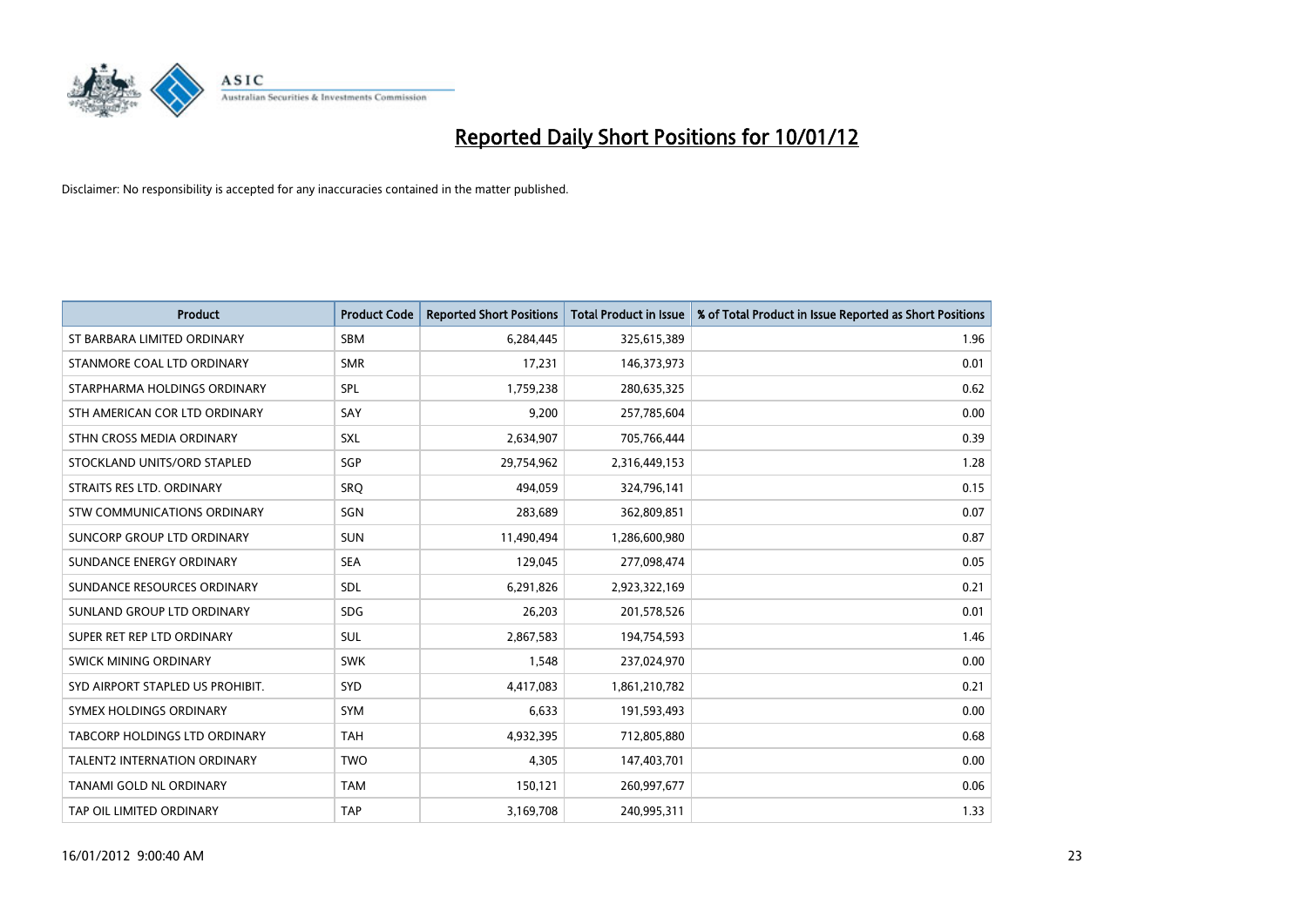# Reported Daily Short Positions for 10/01/12

Disclaimer: No responsibility is accepted for any inaccuracies contained in the matter published.

| Product | Product Code | Reported Short Positions | Total Product in Issue | % of Total Product in Issue Reported as Short Positions |
|---|---|---|---|---|
| ST BARBARA LIMITED ORDINARY | SBM | 6,284,445 | 325,615,389 | 1.96 |
| STANMORE COAL LTD ORDINARY | SMR | 17,231 | 146,373,973 | 0.01 |
| STARPHARMA HOLDINGS ORDINARY | SPL | 1,759,238 | 280,635,325 | 0.62 |
| STH AMERICAN COR LTD ORDINARY | SAY | 9,200 | 257,785,604 | 0.00 |
| STHN CROSS MEDIA ORDINARY | SXL | 2,634,907 | 705,766,444 | 0.39 |
| STOCKLAND UNITS/ORD STAPLED | SGP | 29,754,962 | 2,316,449,153 | 1.28 |
| STRAITS RES LTD. ORDINARY | SRQ | 494,059 | 324,796,141 | 0.15 |
| STW COMMUNICATIONS ORDINARY | SGN | 283,689 | 362,809,851 | 0.07 |
| SUNCORP GROUP LTD ORDINARY | SUN | 11,490,494 | 1,286,600,980 | 0.87 |
| SUNDANCE ENERGY ORDINARY | SEA | 129,045 | 277,098,474 | 0.05 |
| SUNDANCE RESOURCES ORDINARY | SDL | 6,291,826 | 2,923,322,169 | 0.21 |
| SUNLAND GROUP LTD ORDINARY | SDG | 26,203 | 201,578,526 | 0.01 |
| SUPER RET REP LTD ORDINARY | SUL | 2,867,583 | 194,754,593 | 1.46 |
| SWICK MINING ORDINARY | SWK | 1,548 | 237,024,970 | 0.00 |
| SYD AIRPORT STAPLED US PROHIBIT. | SYD | 4,417,083 | 1,861,210,782 | 0.21 |
| SYMEX HOLDINGS ORDINARY | SYM | 6,633 | 191,593,493 | 0.00 |
| TABCORP HOLDINGS LTD ORDINARY | TAH | 4,932,395 | 712,805,880 | 0.68 |
| TALENT2 INTERNATION ORDINARY | TWO | 4,305 | 147,403,701 | 0.00 |
| TANAMI GOLD NL ORDINARY | TAM | 150,121 | 260,997,677 | 0.06 |
| TAP OIL LIMITED ORDINARY | TAP | 3,169,708 | 240,995,311 | 1.33 |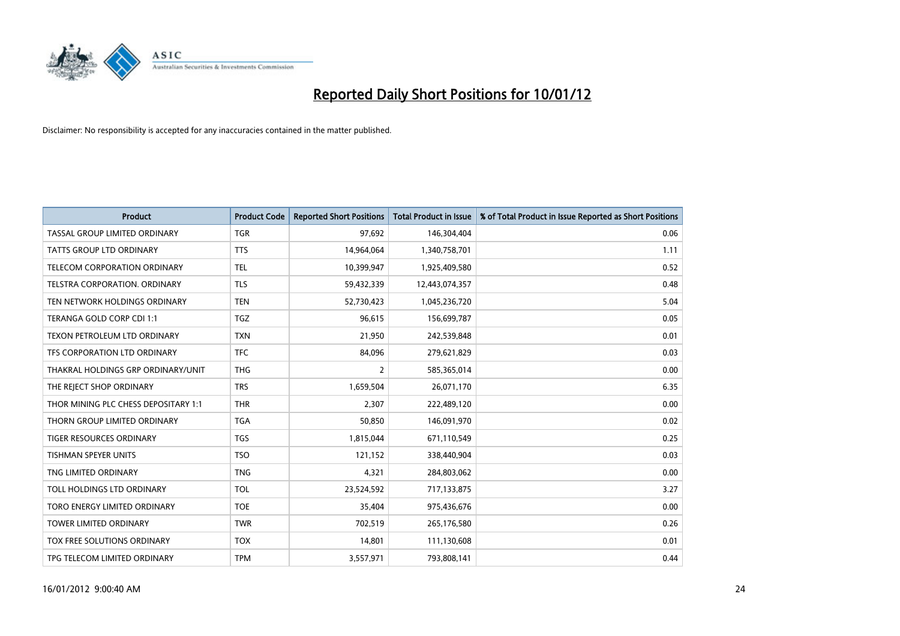# Reported Daily Short Positions for 10/01/12

Disclaimer: No responsibility is accepted for any inaccuracies contained in the matter published.

| Product | Product Code | Reported Short Positions | Total Product in Issue | % of Total Product in Issue Reported as Short Positions |
|---|---|---|---|---|
| TASSAL GROUP LIMITED ORDINARY | TGR | 97,692 | 146,304,404 | 0.06 |
| TATTS GROUP LTD ORDINARY | TTS | 14,964,064 | 1,340,758,701 | 1.11 |
| TELECOM CORPORATION ORDINARY | TEL | 10,399,947 | 1,925,409,580 | 0.52 |
| TELSTRA CORPORATION. ORDINARY | TLS | 59,432,339 | 12,443,074,357 | 0.48 |
| TEN NETWORK HOLDINGS ORDINARY | TEN | 52,730,423 | 1,045,236,720 | 5.04 |
| TERANGA GOLD CORP CDI 1:1 | TGZ | 96,615 | 156,699,787 | 0.05 |
| TEXON PETROLEUM LTD ORDINARY | TXN | 21,950 | 242,539,848 | 0.01 |
| TFS CORPORATION LTD ORDINARY | TFC | 84,096 | 279,621,829 | 0.03 |
| THAKRAL HOLDINGS GRP ORDINARY/UNIT | THG | 2 | 585,365,014 | 0.00 |
| THE REJECT SHOP ORDINARY | TRS | 1,659,504 | 26,071,170 | 6.35 |
| THOR MINING PLC CHESS DEPOSITARY 1:1 | THR | 2,307 | 222,489,120 | 0.00 |
| THORN GROUP LIMITED ORDINARY | TGA | 50,850 | 146,091,970 | 0.02 |
| TIGER RESOURCES ORDINARY | TGS | 1,815,044 | 671,110,549 | 0.25 |
| TISHMAN SPEYER UNITS | TSO | 121,152 | 338,440,904 | 0.03 |
| TNG LIMITED ORDINARY | TNG | 4,321 | 284,803,062 | 0.00 |
| TOLL HOLDINGS LTD ORDINARY | TOL | 23,524,592 | 717,133,875 | 3.27 |
| TORO ENERGY LIMITED ORDINARY | TOE | 35,404 | 975,436,676 | 0.00 |
| TOWER LIMITED ORDINARY | TWR | 702,519 | 265,176,580 | 0.26 |
| TOX FREE SOLUTIONS ORDINARY | TOX | 14,801 | 111,130,608 | 0.01 |
| TPG TELECOM LIMITED ORDINARY | TPM | 3,557,971 | 793,808,141 | 0.44 |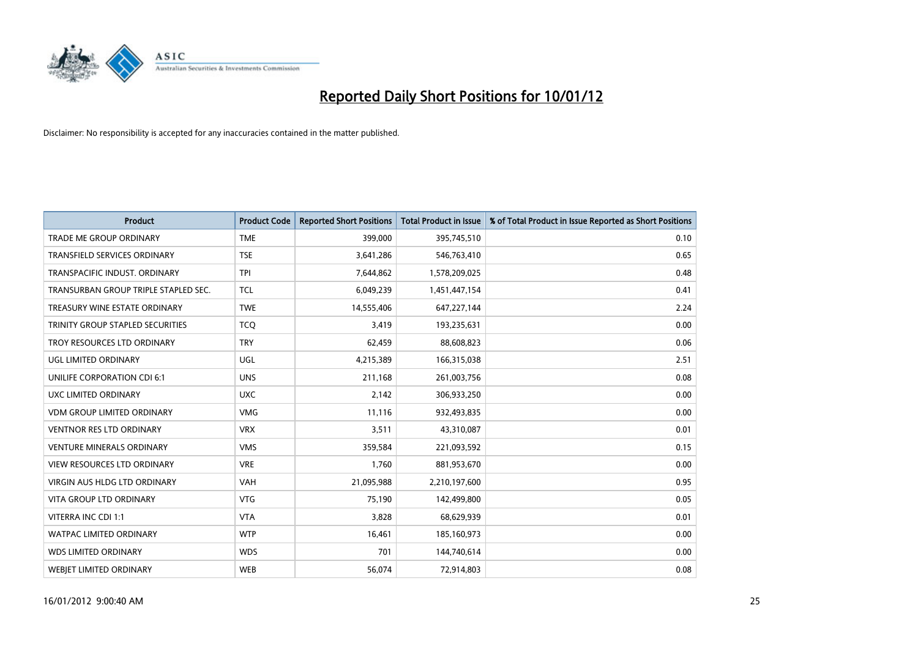# Reported Daily Short Positions for 10/01/12

Disclaimer: No responsibility is accepted for any inaccuracies contained in the matter published.

| Product | Product Code | Reported Short Positions | Total Product in Issue | % of Total Product in Issue Reported as Short Positions |
|---|---|---|---|---|
| TRADE ME GROUP ORDINARY | TME | 399,000 | 395,745,510 | 0.10 |
| TRANSFIELD SERVICES ORDINARY | TSE | 3,641,286 | 546,763,410 | 0.65 |
| TRANSPACIFIC INDUST. ORDINARY | TPI | 7,644,862 | 1,578,209,025 | 0.48 |
| TRANSURBAN GROUP TRIPLE STAPLED SEC. | TCL | 6,049,239 | 1,451,447,154 | 0.41 |
| TREASURY WINE ESTATE ORDINARY | TWE | 14,555,406 | 647,227,144 | 2.24 |
| TRINITY GROUP STAPLED SECURITIES | TCQ | 3,419 | 193,235,631 | 0.00 |
| TROY RESOURCES LTD ORDINARY | TRY | 62,459 | 88,608,823 | 0.06 |
| UGL LIMITED ORDINARY | UGL | 4,215,389 | 166,315,038 | 2.51 |
| UNILIFE CORPORATION CDI 6:1 | UNS | 211,168 | 261,003,756 | 0.08 |
| UXC LIMITED ORDINARY | UXC | 2,142 | 306,933,250 | 0.00 |
| VDM GROUP LIMITED ORDINARY | VMG | 11,116 | 932,493,835 | 0.00 |
| VENTNOR RES LTD ORDINARY | VRX | 3,511 | 43,310,087 | 0.01 |
| VENTURE MINERALS ORDINARY | VMS | 359,584 | 221,093,592 | 0.15 |
| VIEW RESOURCES LTD ORDINARY | VRE | 1,760 | 881,953,670 | 0.00 |
| VIRGIN AUS HLDG LTD ORDINARY | VAH | 21,095,988 | 2,210,197,600 | 0.95 |
| VITA GROUP LTD ORDINARY | VTG | 75,190 | 142,499,800 | 0.05 |
| VITERRA INC CDI 1:1 | VTA | 3,828 | 68,629,939 | 0.01 |
| WATPAC LIMITED ORDINARY | WTP | 16,461 | 185,160,973 | 0.00 |
| WDS LIMITED ORDINARY | WDS | 701 | 144,740,614 | 0.00 |
| WEBJET LIMITED ORDINARY | WEB | 56,074 | 72,914,803 | 0.08 |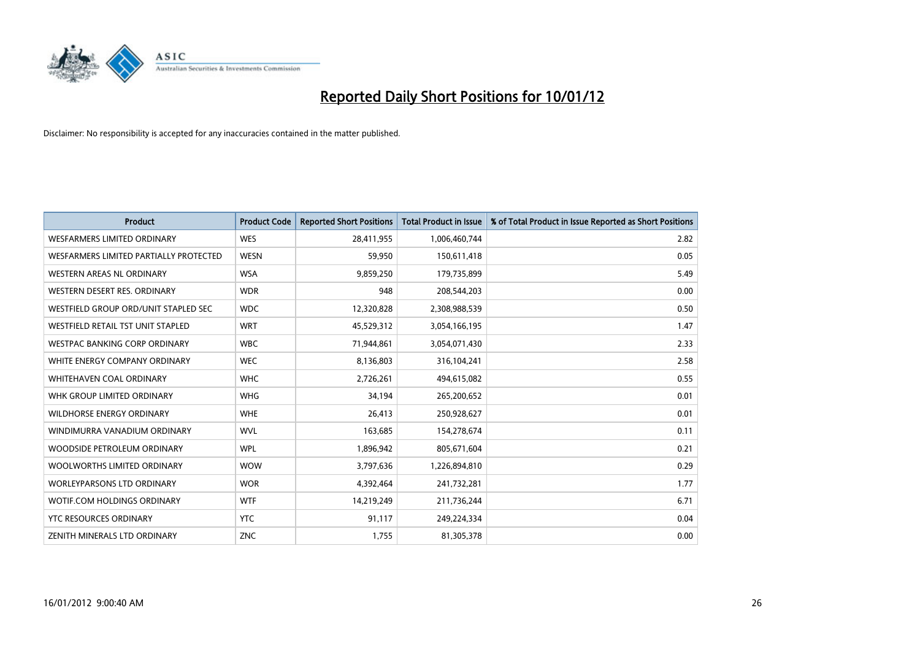# Reported Daily Short Positions for 10/01/12

Disclaimer: No responsibility is accepted for any inaccuracies contained in the matter published.

| Product | Product Code | Reported Short Positions | Total Product in Issue | % of Total Product in Issue Reported as Short Positions |
|---|---|---|---|---|
| WESFARMERS LIMITED ORDINARY | WES | 28,411,955 | 1,006,460,744 | 2.82 |
| WESFARMERS LIMITED PARTIALLY PROTECTED | WESN | 59,950 | 150,611,418 | 0.05 |
| WESTERN AREAS NL ORDINARY | WSA | 9,859,250 | 179,735,899 | 5.49 |
| WESTERN DESERT RES. ORDINARY | WDR | 948 | 208,544,203 | 0.00 |
| WESTFIELD GROUP ORD/UNIT STAPLED SEC | WDC | 12,320,828 | 2,308,988,539 | 0.50 |
| WESTFIELD RETAIL TST UNIT STAPLED | WRT | 45,529,312 | 3,054,166,195 | 1.47 |
| WESTPAC BANKING CORP ORDINARY | WBC | 71,944,861 | 3,054,071,430 | 2.33 |
| WHITE ENERGY COMPANY ORDINARY | WEC | 8,136,803 | 316,104,241 | 2.58 |
| WHITEHAVEN COAL ORDINARY | WHC | 2,726,261 | 494,615,082 | 0.55 |
| WHK GROUP LIMITED ORDINARY | WHG | 34,194 | 265,200,652 | 0.01 |
| WILDHORSE ENERGY ORDINARY | WHE | 26,413 | 250,928,627 | 0.01 |
| WINDIMURRA VANADIUM ORDINARY | WVL | 163,685 | 154,278,674 | 0.11 |
| WOODSIDE PETROLEUM ORDINARY | WPL | 1,896,942 | 805,671,604 | 0.21 |
| WOOLWORTHS LIMITED ORDINARY | WOW | 3,797,636 | 1,226,894,810 | 0.29 |
| WORLEYPARSONS LTD ORDINARY | WOR | 4,392,464 | 241,732,281 | 1.77 |
| WOTIF.COM HOLDINGS ORDINARY | WTF | 14,219,249 | 211,736,244 | 6.71 |
| YTC RESOURCES ORDINARY | YTC | 91,117 | 249,224,334 | 0.04 |
| ZENITH MINERALS LTD ORDINARY | ZNC | 1,755 | 81,305,378 | 0.00 |